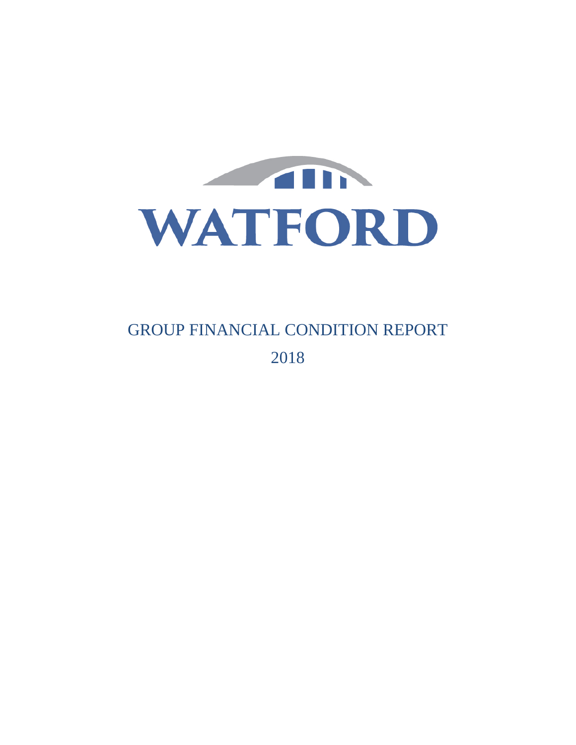WATFORD

# GROUP FINANCIAL CONDITION REPORT

2018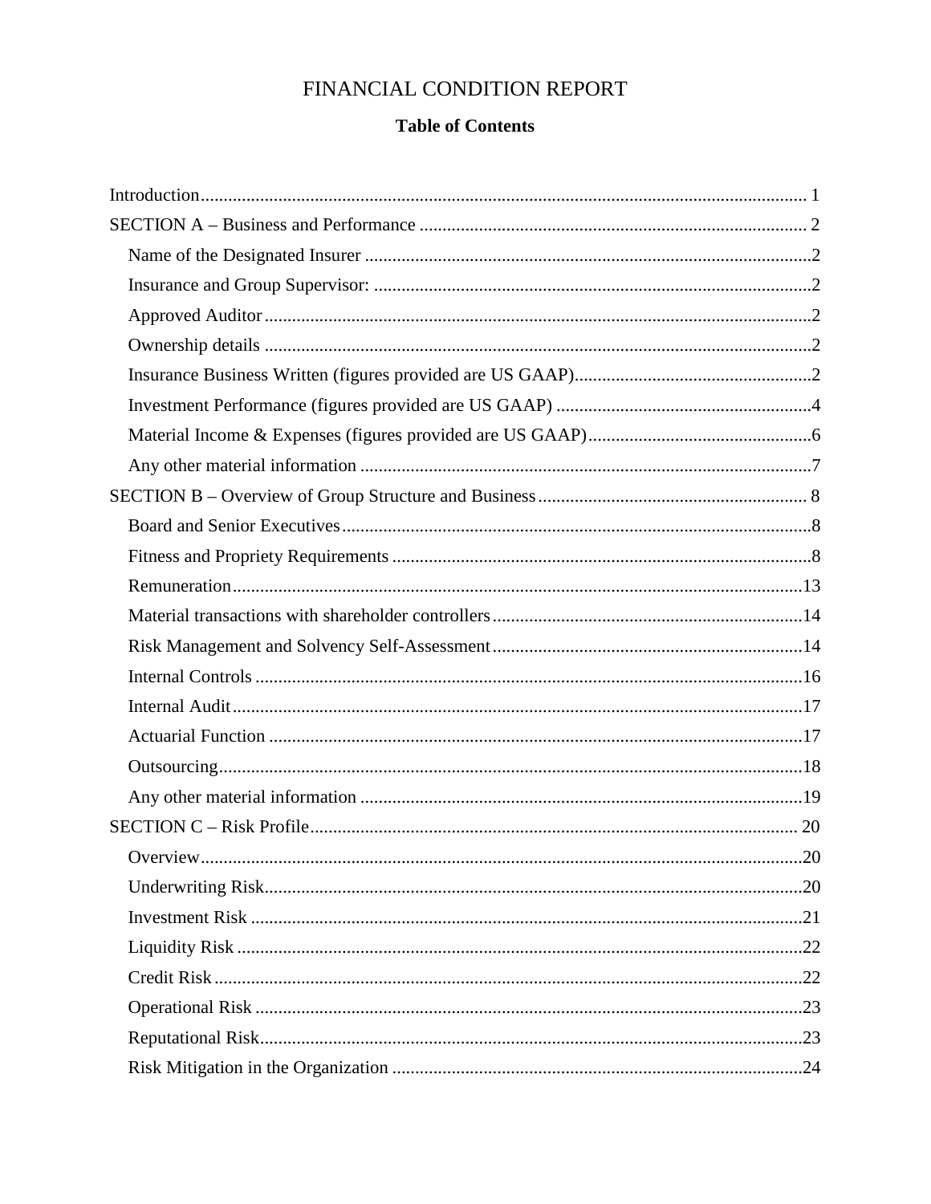# FINANCIAL CONDITION REPORT

**Table of Contents**

Introduction ........................................................................................................................ 1

SECTION A – Business and Performance ........................................................................ 2

- Name of the Designated Insurer ...................................................................................2
- Insurance and Group Supervisor: .................................................................................2
- Approved Auditor .........................................................................................................2
- Ownership details .........................................................................................................2
- Insurance Business Written (figures provided are US GAAP).....................................2
- Investment Performance (figures provided are US GAAP) .........................................4
- Material Income & Expenses (figures provided are US GAAP)..................................6
- Any other material information ....................................................................................7

SECTION B – Overview of Group Structure and Business ............................................ 8

- Board and Senior Executives........................................................................................8
- Fitness and Propriety Requirements .............................................................................8
- Remuneration...............................................................................................................13
- Material transactions with shareholder controllers......................................................14
- Risk Management and Solvency Self-Assessment......................................................14
- Internal Controls ..........................................................................................................16
- Internal Audit...............................................................................................................17
- Actuarial Function .......................................................................................................17
- Outsourcing..................................................................................................................18
- Any other material information ..................................................................................19

SECTION C – Risk Profile.............................................................................................. 20

- Overview......................................................................................................................20
- Underwriting Risk........................................................................................................20
- Investment Risk ...........................................................................................................21
- Liquidity Risk ..............................................................................................................22
- Credit Risk ...................................................................................................................22
- Operational Risk ..........................................................................................................23
- Reputational Risk.........................................................................................................23
- Risk Mitigation in the Organization ............................................................................24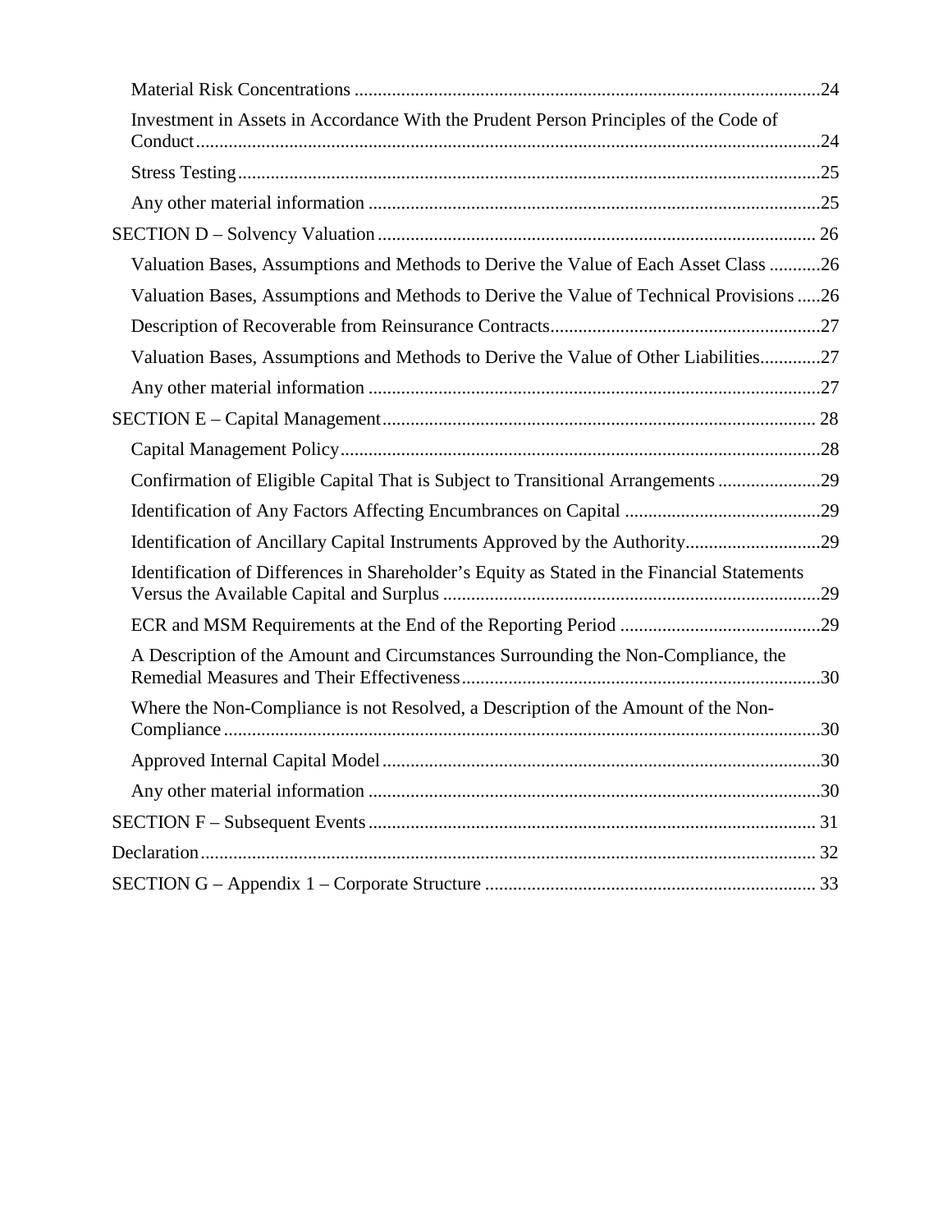- Material Risk Concentrations ....................24
- Investment in Assets in Accordance With the Prudent Person Principles of the Code of Conduct ....................24
- Stress Testing ....................25
- Any other material information ....................25

SECTION D – Solvency Valuation ....................26

- Valuation Bases, Assumptions and Methods to Derive the Value of Each Asset Class ....................26
- Valuation Bases, Assumptions and Methods to Derive the Value of Technical Provisions ....................26
- Description of Recoverable from Reinsurance Contracts ....................27
- Valuation Bases, Assumptions and Methods to Derive the Value of Other Liabilities ....................27
- Any other material information ....................27

SECTION E – Capital Management ....................28

- Capital Management Policy ....................28
- Confirmation of Eligible Capital That is Subject to Transitional Arrangements ....................29
- Identification of Any Factors Affecting Encumbrances on Capital ....................29
- Identification of Ancillary Capital Instruments Approved by the Authority ....................29
- Identification of Differences in Shareholder's Equity as Stated in the Financial Statements Versus the Available Capital and Surplus ....................29
- ECR and MSM Requirements at the End of the Reporting Period ....................29
- A Description of the Amount and Circumstances Surrounding the Non-Compliance, the Remedial Measures and Their Effectiveness ....................30
- Where the Non-Compliance is not Resolved, a Description of the Amount of the Non-Compliance ....................30
- Approved Internal Capital Model ....................30
- Any other material information ....................30

SECTION F – Subsequent Events ....................31

Declaration ....................32

SECTION G – Appendix 1 – Corporate Structure ....................33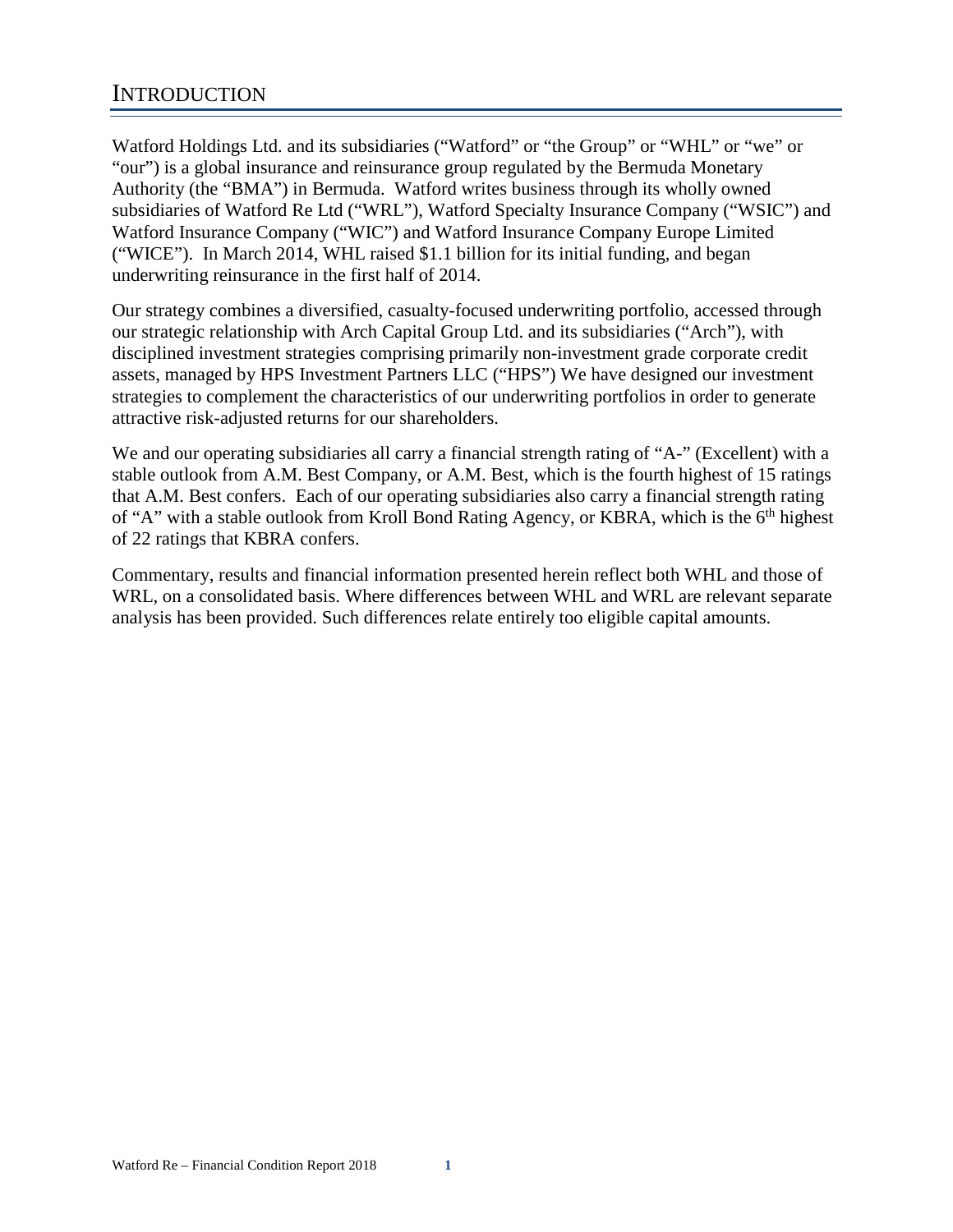# INTRODUCTION

Watford Holdings Ltd. and its subsidiaries ("Watford" or "the Group" or "WHL" or "we" or "our") is a global insurance and reinsurance group regulated by the Bermuda Monetary Authority (the "BMA") in Bermuda. Watford writes business through its wholly owned subsidiaries of Watford Re Ltd ("WRL"), Watford Specialty Insurance Company ("WSIC") and Watford Insurance Company ("WIC") and Watford Insurance Company Europe Limited ("WICE"). In March 2014, WHL raised $1.1 billion for its initial funding, and began underwriting reinsurance in the first half of 2014.

Our strategy combines a diversified, casualty-focused underwriting portfolio, accessed through our strategic relationship with Arch Capital Group Ltd. and its subsidiaries ("Arch"), with disciplined investment strategies comprising primarily non-investment grade corporate credit assets, managed by HPS Investment Partners LLC ("HPS") We have designed our investment strategies to complement the characteristics of our underwriting portfolios in order to generate attractive risk-adjusted returns for our shareholders.

We and our operating subsidiaries all carry a financial strength rating of "A-" (Excellent) with a stable outlook from A.M. Best Company, or A.M. Best, which is the fourth highest of 15 ratings that A.M. Best confers. Each of our operating subsidiaries also carry a financial strength rating of "A" with a stable outlook from Kroll Bond Rating Agency, or KBRA, which is the 6th highest of 22 ratings that KBRA confers.

Commentary, results and financial information presented herein reflect both WHL and those of WRL, on a consolidated basis. Where differences between WHL and WRL are relevant separate analysis has been provided. Such differences relate entirely too eligible capital amounts.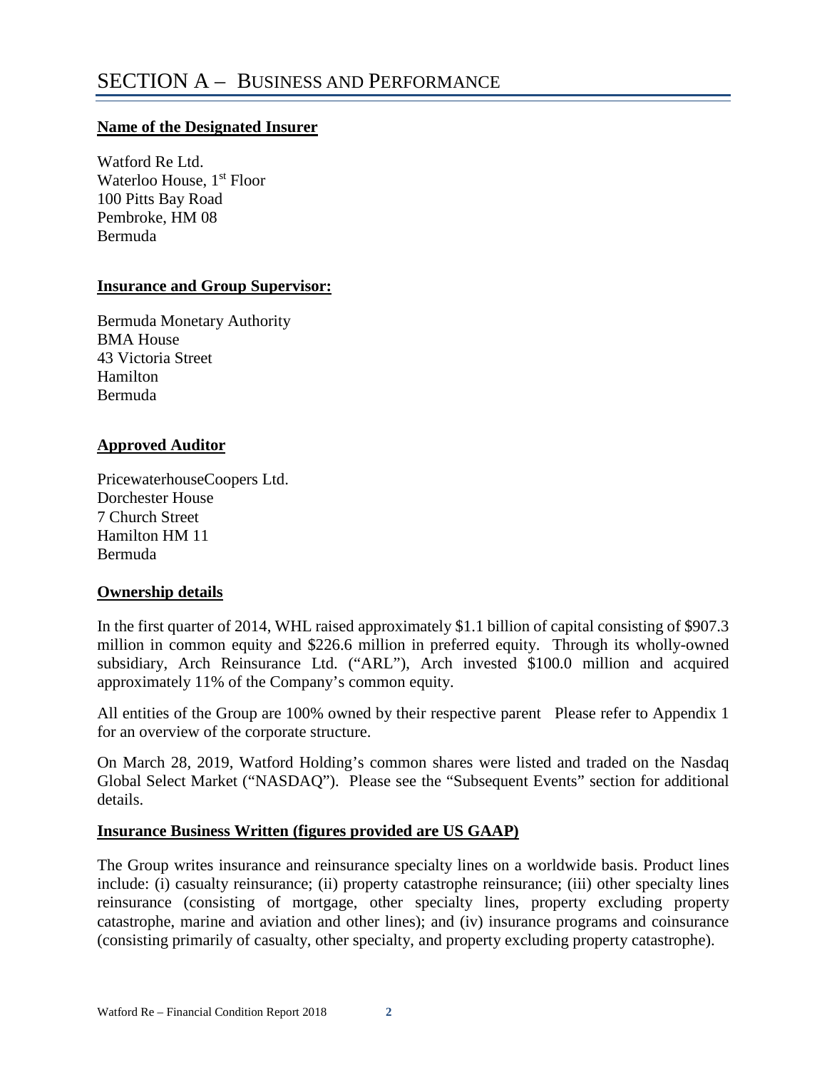# SECTION A – BUSINESS AND PERFORMANCE

**Name of the Designated Insurer**

Watford Re Ltd.
Waterloo House, 1st Floor
100 Pitts Bay Road
Pembroke, HM 08
Bermuda

**Insurance and Group Supervisor:**

Bermuda Monetary Authority
BMA House
43 Victoria Street
Hamilton
Bermuda

**Approved Auditor**

PricewaterhouseCoopers Ltd.
Dorchester House
7 Church Street
Hamilton HM 11
Bermuda

**Ownership details**

In the first quarter of 2014, WHL raised approximately $1.1 billion of capital consisting of $907.3 million in common equity and $226.6 million in preferred equity. Through its wholly-owned subsidiary, Arch Reinsurance Ltd. ("ARL"), Arch invested $100.0 million and acquired approximately 11% of the Company's common equity.

All entities of the Group are 100% owned by their respective parent Please refer to Appendix 1 for an overview of the corporate structure.

On March 28, 2019, Watford Holding's common shares were listed and traded on the Nasdaq Global Select Market ("NASDAQ"). Please see the "Subsequent Events" section for additional details.

**Insurance Business Written (figures provided are US GAAP)**

The Group writes insurance and reinsurance specialty lines on a worldwide basis. Product lines include: (i) casualty reinsurance; (ii) property catastrophe reinsurance; (iii) other specialty lines reinsurance (consisting of mortgage, other specialty lines, property excluding property catastrophe, marine and aviation and other lines); and (iv) insurance programs and coinsurance (consisting primarily of casualty, other specialty, and property excluding property catastrophe).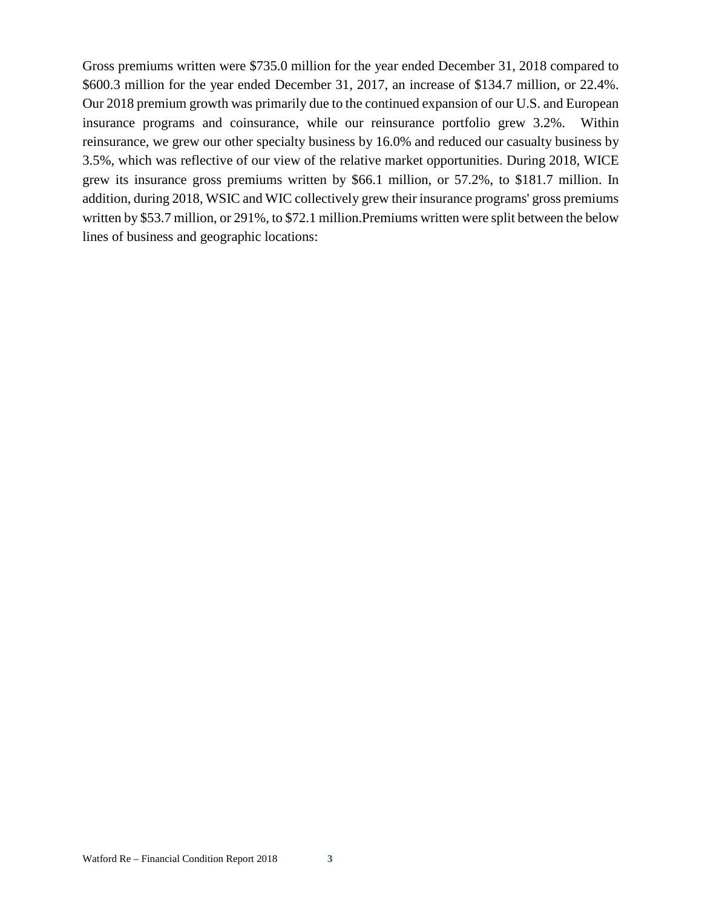Gross premiums written were $735.0 million for the year ended December 31, 2018 compared to $600.3 million for the year ended December 31, 2017, an increase of $134.7 million, or 22.4%. Our 2018 premium growth was primarily due to the continued expansion of our U.S. and European insurance programs and coinsurance, while our reinsurance portfolio grew 3.2%. Within reinsurance, we grew our other specialty business by 16.0% and reduced our casualty business by 3.5%, which was reflective of our view of the relative market opportunities. During 2018, WICE grew its insurance gross premiums written by $66.1 million, or 57.2%, to $181.7 million. In addition, during 2018, WSIC and WIC collectively grew their insurance programs' gross premiums written by $53.7 million, or 291%, to $72.1 million.Premiums written were split between the below lines of business and geographic locations: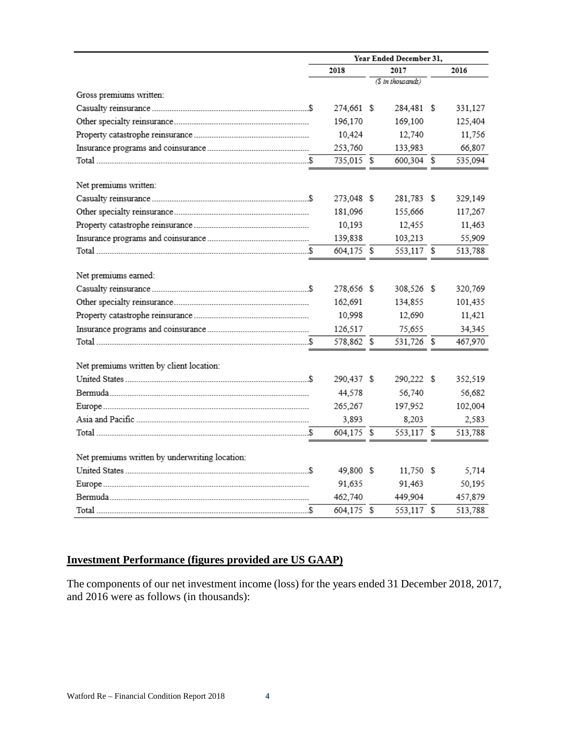| | Year Ended December 31, | | |
|---|---|---|---|
| | 2018 | 2017 | 2016 |
| | | ($ in thousands) | |
| Gross premiums written: | | | |
| Casualty reinsurance | $ 274,661 | $ 284,481 | $ 331,127 |
| Other specialty reinsurance | 196,170 | 169,100 | 125,404 |
| Property catastrophe reinsurance | 10,424 | 12,740 | 11,756 |
| Insurance programs and coinsurance | 253,760 | 133,983 | 66,807 |
| Total | $ 735,015 | $ 600,304 | $ 535,094 |
| Net premiums written: | | | |
| Casualty reinsurance | $ 273,048 | $ 281,783 | $ 329,149 |
| Other specialty reinsurance | 181,096 | 155,666 | 117,267 |
| Property catastrophe reinsurance | 10,193 | 12,455 | 11,463 |
| Insurance programs and coinsurance | 139,838 | 103,213 | 55,909 |
| Total | $ 604,175 | $ 553,117 | $ 513,788 |
| Net premiums earned: | | | |
| Casualty reinsurance | $ 278,656 | $ 308,526 | $ 320,769 |
| Other specialty reinsurance | 162,691 | 134,855 | 101,435 |
| Property catastrophe reinsurance | 10,998 | 12,690 | 11,421 |
| Insurance programs and coinsurance | 126,517 | 75,655 | 34,345 |
| Total | $ 578,862 | $ 531,726 | $ 467,970 |
| Net premiums written by client location: | | | |
| United States | $ 290,437 | $ 290,222 | $ 352,519 |
| Bermuda | 44,578 | 56,740 | 56,682 |
| Europe | 265,267 | 197,952 | 102,004 |
| Asia and Pacific | 3,893 | 8,203 | 2,583 |
| Total | $ 604,175 | $ 553,117 | $ 513,788 |
| Net premiums written by underwriting location: | | | |
| United States | $ 49,800 | $ 11,750 | $ 5,714 |
| Europe | 91,635 | 91,463 | 50,195 |
| Bermuda | 462,740 | 449,904 | 457,879 |
| Total | $ 604,175 | $ 553,117 | $ 513,788 |

## Investment Performance (figures provided are US GAAP)

The components of our net investment income (loss) for the years ended 31 December 2018, 2017, and 2016 were as follows (in thousands):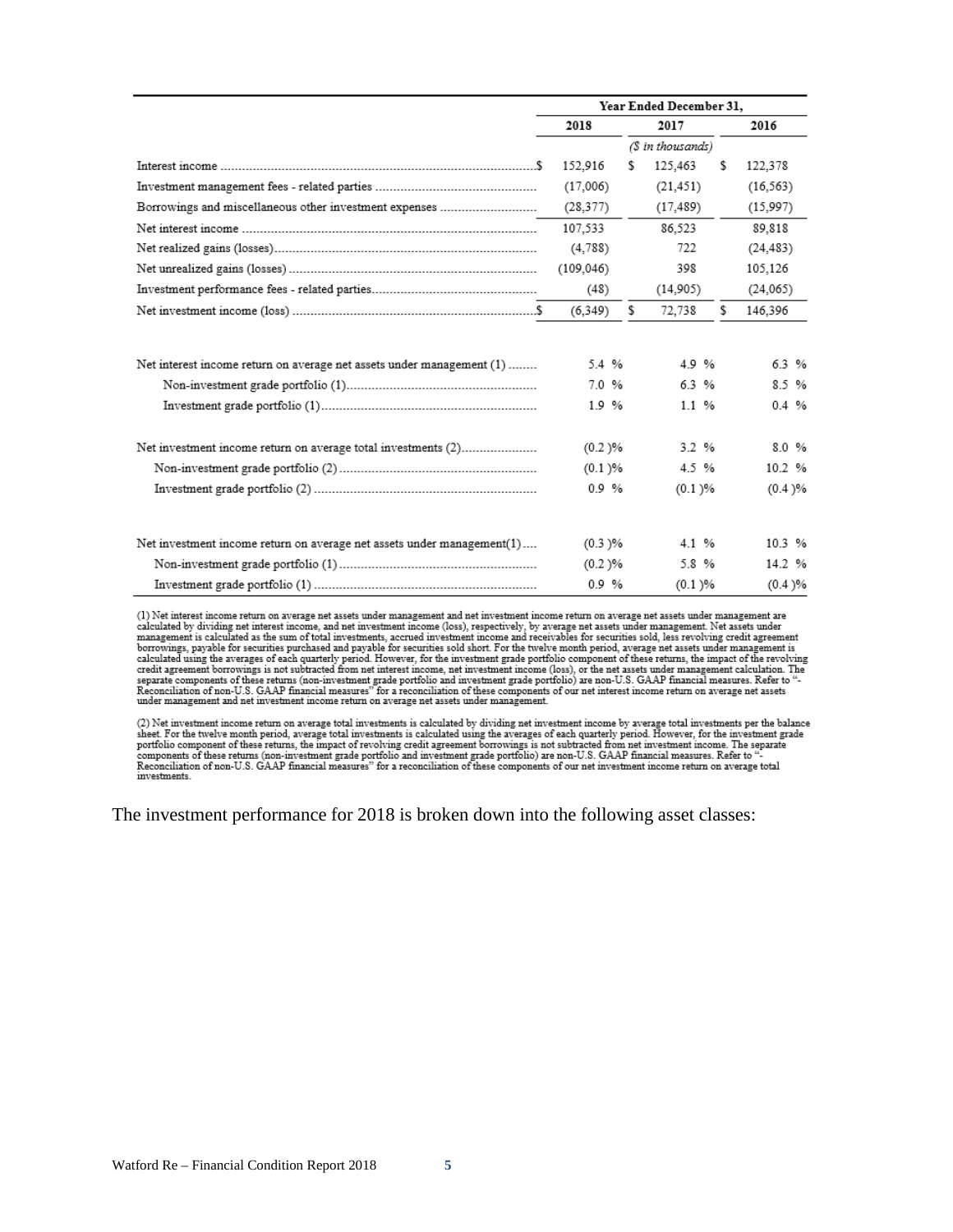| | Year Ended December 31, | | |
|---|---|---|---|
| | 2018 | 2017 | 2016 |
| | | ($ in thousands) | |
| Interest income | $ 152,916 | $ 125,463 | $ 122,378 |
| Investment management fees - related parties | (17,006) | (21,451) | (16,563) |
| Borrowings and miscellaneous other investment expenses | (28,377) | (17,489) | (15,997) |
| Net interest income | 107,533 | 86,523 | 89,818 |
| Net realized gains (losses) | (4,788) | 722 | (24,483) |
| Net unrealized gains (losses) | (109,046) | 398 | 105,126 |
| Investment performance fees - related parties | (48) | (14,905) | (24,065) |
| Net investment income (loss) | $ (6,349) | $ 72,738 | $ 146,396 |
| | | | |
| Net interest income return on average net assets under management (1) | 5.4 % | 4.9 % | 6.3 % |
| Non-investment grade portfolio (1) | 7.0 % | 6.3 % | 8.5 % |
| Investment grade portfolio (1) | 1.9 % | 1.1 % | 0.4 % |
| | | | |
| Net investment income return on average total investments (2) | (0.2 )% | 3.2 % | 8.0 % |
| Non-investment grade portfolio (2) | (0.1 )% | 4.5 % | 10.2 % |
| Investment grade portfolio (2) | 0.9 % | (0.1 )% | (0.4 )% |
| | | | |
| Net investment income return on average net assets under management(1) | (0.3 )% | 4.1 % | 10.3 % |
| Non-investment grade portfolio (1) | (0.2 )% | 5.8 % | 14.2 % |
| Investment grade portfolio (1) | 0.9 % | (0.1 )% | (0.4 )% |

(1) Net interest income return on average net assets under management and net investment income return on average net assets under management are calculated by dividing net interest income, and net investment income (loss), respectively, by average net assets under management. Net assets under management is calculated as the sum of total investments, accrued investment income and receivables for securities sold, less revolving credit agreement borrowings, payable for securities purchased and payable for securities sold short. For the twelve month period, average net assets under management is calculated using the averages of each quarterly period. However, for the investment grade portfolio component of these returns, the impact of the revolving credit agreement borrowings is not subtracted from net interest income, net investment income (loss), or the net assets under management calculation. The separate components of these returns (non-investment grade portfolio and investment grade portfolio) are non-U.S. GAAP financial measures. Refer to "-Reconciliation of non-U.S. GAAP financial measures" for a reconciliation of these components of our net interest income return on average net assets under management and net investment income return on average net assets under management.

(2) Net investment income return on average total investments is calculated by dividing net investment income by average total investments per the balance sheet. For the twelve month period, average total investments is calculated using the averages of each quarterly period. However, for the investment grade portfolio component of these returns, the impact of revolving credit agreement borrowings is not subtracted from net investment income. The separate components of these returns (non-investment grade portfolio and investment grade portfolio) are non-U.S. GAAP financial measures. Refer to "-Reconciliation of non-U.S. GAAP financial measures" for a reconciliation of these components of our net investment income return on average total investments.

The investment performance for 2018 is broken down into the following asset classes: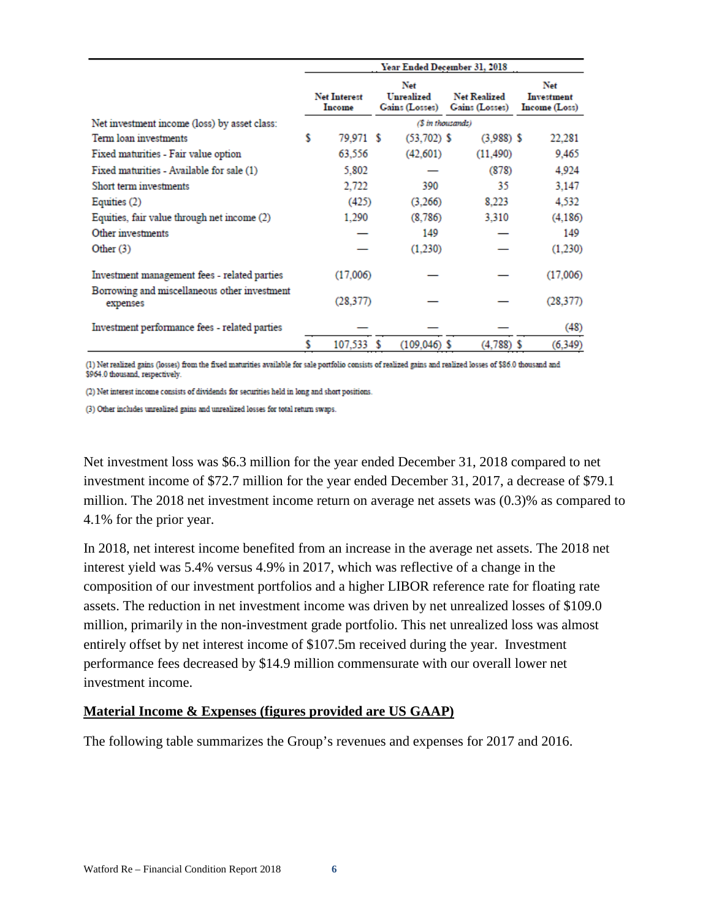| | Year Ended December 31, 2018 | | | |
|---|---|---|---|---|
| | Net Interest Income | Net Unrealized Gains (Losses) | Net Realized Gains (Losses) | Net Investment Income (Loss) |
| Net investment income (loss) by asset class: | | ($ in thousands) | | |
| Term loan investments | $ 79,971 | $ (53,702) | $ (3,988) | $ 22,281 |
| Fixed maturities - Fair value option | 63,556 | (42,601) | (11,490) | 9,465 |
| Fixed maturities - Available for sale (1) | 5,802 | — | (878) | 4,924 |
| Short term investments | 2,722 | 390 | 35 | 3,147 |
| Equities (2) | (425) | (3,266) | 8,223 | 4,532 |
| Equities, fair value through net income (2) | 1,290 | (8,786) | 3,310 | (4,186) |
| Other investments | — | 149 | — | 149 |
| Other (3) | — | (1,230) | — | (1,230) |
| Investment management fees - related parties | (17,006) | — | — | (17,006) |
| Borrowing and miscellaneous other investment expenses | (28,377) | — | — | (28,377) |
| Investment performance fees - related parties | — | — | — | (48) |
| | $ 107,533 | $ (109,046) | $ (4,788) | $ (6,349) |

(1) Net realized gains (losses) from the fixed maturities available for sale portfolio consists of realized gains and realized losses of $86.0 thousand and $964.0 thousand, respectively.

(2) Net interest income consists of dividends for securities held in long and short positions.

(3) Other includes unrealized gains and unrealized losses for total return swaps.

Net investment loss was $6.3 million for the year ended December 31, 2018 compared to net investment income of $72.7 million for the year ended December 31, 2017, a decrease of $79.1 million. The 2018 net investment income return on average net assets was (0.3)% as compared to 4.1% for the prior year.

In 2018, net interest income benefited from an increase in the average net assets. The 2018 net interest yield was 5.4% versus 4.9% in 2017, which was reflective of a change in the composition of our investment portfolios and a higher LIBOR reference rate for floating rate assets. The reduction in net investment income was driven by net unrealized losses of $109.0 million, primarily in the non-investment grade portfolio. This net unrealized loss was almost entirely offset by net interest income of $107.5m received during the year. Investment performance fees decreased by $14.9 million commensurate with our overall lower net investment income.

## Material Income & Expenses (figures provided are US GAAP)

The following table summarizes the Group's revenues and expenses for 2017 and 2016.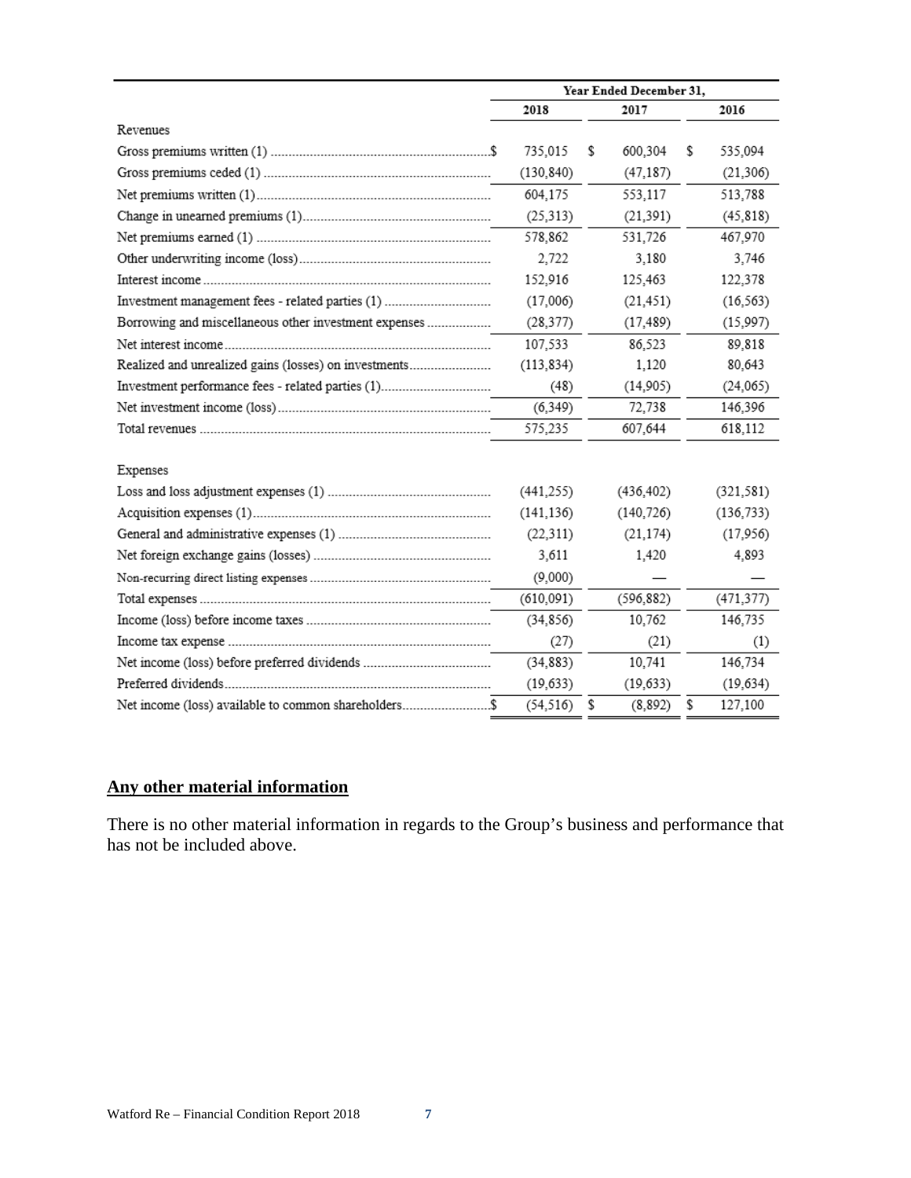| | Year Ended December 31, | | |
|---|---|---|---|
| | 2018 | 2017 | 2016 |
| Revenues | | | |
| Gross premiums written (1) | $ 735,015 | $ 600,304 | $ 535,094 |
| Gross premiums ceded (1) | (130,840) | (47,187) | (21,306) |
| Net premiums written (1) | 604,175 | 553,117 | 513,788 |
| Change in unearned premiums (1) | (25,313) | (21,391) | (45,818) |
| Net premiums earned (1) | 578,862 | 531,726 | 467,970 |
| Other underwriting income (loss) | 2,722 | 3,180 | 3,746 |
| Interest income | 152,916 | 125,463 | 122,378 |
| Investment management fees - related parties (1) | (17,006) | (21,451) | (16,563) |
| Borrowing and miscellaneous other investment expenses | (28,377) | (17,489) | (15,997) |
| Net interest income | 107,533 | 86,523 | 89,818 |
| Realized and unrealized gains (losses) on investments | (113,834) | 1,120 | 80,643 |
| Investment performance fees - related parties (1) | (48) | (14,905) | (24,065) |
| Net investment income (loss) | (6,349) | 72,738 | 146,396 |
| Total revenues | 575,235 | 607,644 | 618,112 |
| Expenses | | | |
| Loss and loss adjustment expenses (1) | (441,255) | (436,402) | (321,581) |
| Acquisition expenses (1) | (141,136) | (140,726) | (136,733) |
| General and administrative expenses (1) | (22,311) | (21,174) | (17,956) |
| Net foreign exchange gains (losses) | 3,611 | 1,420 | 4,893 |
| Non-recurring direct listing expenses | (9,000) | — | — |
| Total expenses | (610,091) | (596,882) | (471,377) |
| Income (loss) before income taxes | (34,856) | 10,762 | 146,735 |
| Income tax expense | (27) | (21) | (1) |
| Net income (loss) before preferred dividends | (34,883) | 10,741 | 146,734 |
| Preferred dividends | (19,633) | (19,633) | (19,634) |
| Net income (loss) available to common shareholders | $ (54,516) | $ (8,892) | $ 127,100 |

## Any other material information

There is no other material information in regards to the Group's business and performance that has not be included above.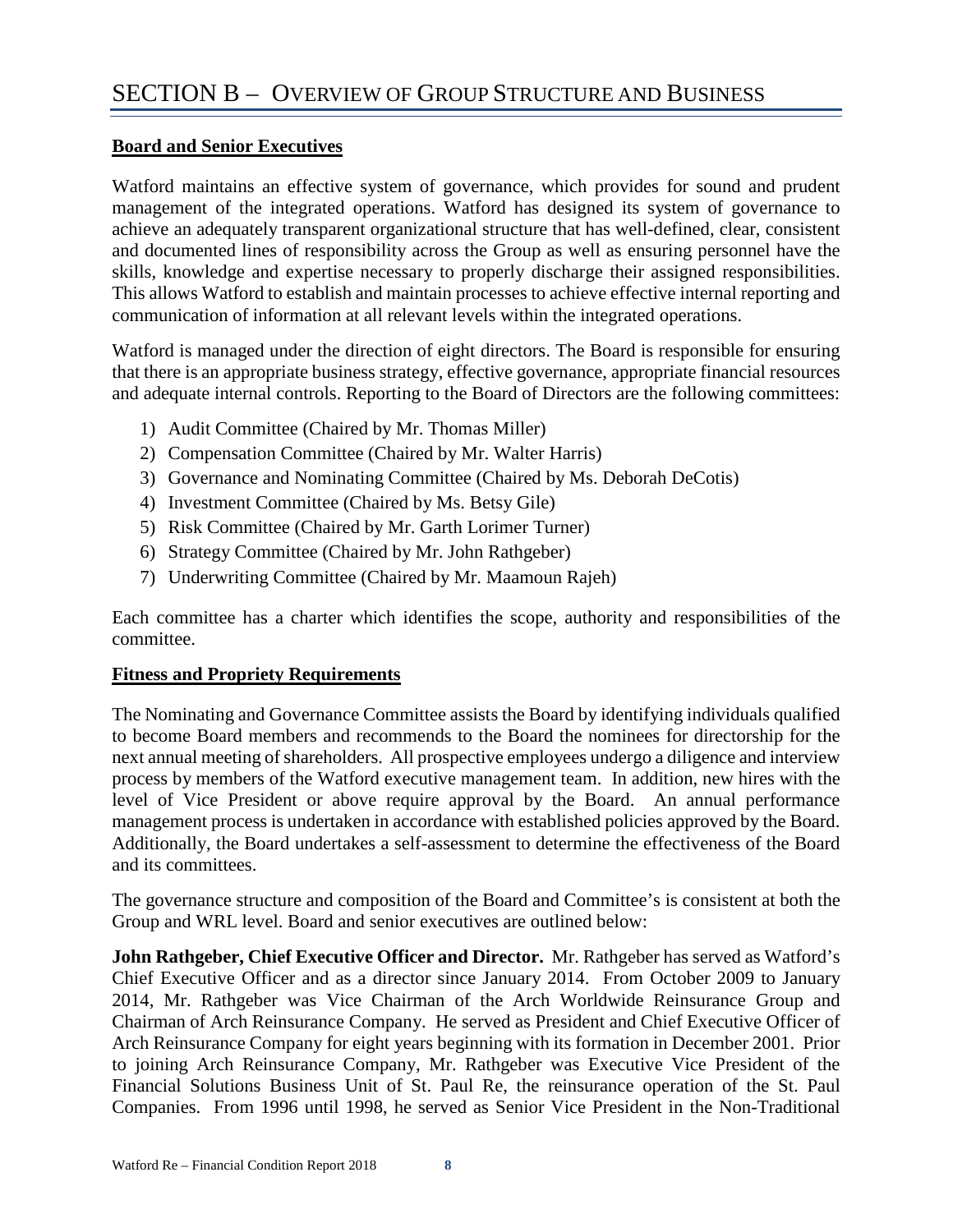# SECTION B – OVERVIEW OF GROUP STRUCTURE AND BUSINESS

## Board and Senior Executives

Watford maintains an effective system of governance, which provides for sound and prudent management of the integrated operations. Watford has designed its system of governance to achieve an adequately transparent organizational structure that has well-defined, clear, consistent and documented lines of responsibility across the Group as well as ensuring personnel have the skills, knowledge and expertise necessary to properly discharge their assigned responsibilities. This allows Watford to establish and maintain processes to achieve effective internal reporting and communication of information at all relevant levels within the integrated operations.

Watford is managed under the direction of eight directors. The Board is responsible for ensuring that there is an appropriate business strategy, effective governance, appropriate financial resources and adequate internal controls. Reporting to the Board of Directors are the following committees:

1) Audit Committee (Chaired by Mr. Thomas Miller)
2) Compensation Committee (Chaired by Mr. Walter Harris)
3) Governance and Nominating Committee (Chaired by Ms. Deborah DeCotis)
4) Investment Committee (Chaired by Ms. Betsy Gile)
5) Risk Committee (Chaired by Mr. Garth Lorimer Turner)
6) Strategy Committee (Chaired by Mr. John Rathgeber)
7) Underwriting Committee (Chaired by Mr. Maamoun Rajeh)

Each committee has a charter which identifies the scope, authority and responsibilities of the committee.

## Fitness and Propriety Requirements

The Nominating and Governance Committee assists the Board by identifying individuals qualified to become Board members and recommends to the Board the nominees for directorship for the next annual meeting of shareholders. All prospective employees undergo a diligence and interview process by members of the Watford executive management team. In addition, new hires with the level of Vice President or above require approval by the Board. An annual performance management process is undertaken in accordance with established policies approved by the Board. Additionally, the Board undertakes a self-assessment to determine the effectiveness of the Board and its committees.

The governance structure and composition of the Board and Committee's is consistent at both the Group and WRL level. Board and senior executives are outlined below:

**John Rathgeber, Chief Executive Officer and Director.** Mr. Rathgeber has served as Watford's Chief Executive Officer and as a director since January 2014. From October 2009 to January 2014, Mr. Rathgeber was Vice Chairman of the Arch Worldwide Reinsurance Group and Chairman of Arch Reinsurance Company. He served as President and Chief Executive Officer of Arch Reinsurance Company for eight years beginning with its formation in December 2001. Prior to joining Arch Reinsurance Company, Mr. Rathgeber was Executive Vice President of the Financial Solutions Business Unit of St. Paul Re, the reinsurance operation of the St. Paul Companies. From 1996 until 1998, he served as Senior Vice President in the Non-Traditional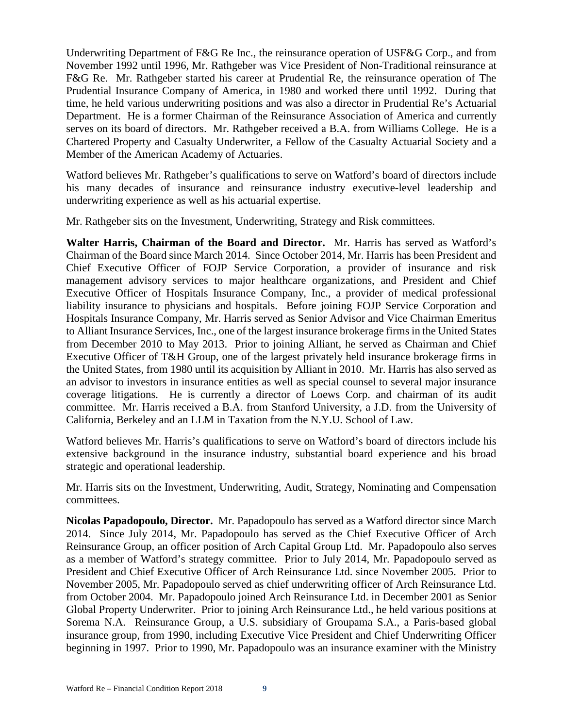Underwriting Department of F&G Re Inc., the reinsurance operation of USF&G Corp., and from November 1992 until 1996, Mr. Rathgeber was Vice President of Non-Traditional reinsurance at F&G Re. Mr. Rathgeber started his career at Prudential Re, the reinsurance operation of The Prudential Insurance Company of America, in 1980 and worked there until 1992. During that time, he held various underwriting positions and was also a director in Prudential Re's Actuarial Department. He is a former Chairman of the Reinsurance Association of America and currently serves on its board of directors. Mr. Rathgeber received a B.A. from Williams College. He is a Chartered Property and Casualty Underwriter, a Fellow of the Casualty Actuarial Society and a Member of the American Academy of Actuaries.

Watford believes Mr. Rathgeber's qualifications to serve on Watford's board of directors include his many decades of insurance and reinsurance industry executive-level leadership and underwriting experience as well as his actuarial expertise.

Mr. Rathgeber sits on the Investment, Underwriting, Strategy and Risk committees.

**Walter Harris, Chairman of the Board and Director.** Mr. Harris has served as Watford's Chairman of the Board since March 2014. Since October 2014, Mr. Harris has been President and Chief Executive Officer of FOJP Service Corporation, a provider of insurance and risk management advisory services to major healthcare organizations, and President and Chief Executive Officer of Hospitals Insurance Company, Inc., a provider of medical professional liability insurance to physicians and hospitals. Before joining FOJP Service Corporation and Hospitals Insurance Company, Mr. Harris served as Senior Advisor and Vice Chairman Emeritus to Alliant Insurance Services, Inc., one of the largest insurance brokerage firms in the United States from December 2010 to May 2013. Prior to joining Alliant, he served as Chairman and Chief Executive Officer of T&H Group, one of the largest privately held insurance brokerage firms in the United States, from 1980 until its acquisition by Alliant in 2010. Mr. Harris has also served as an advisor to investors in insurance entities as well as special counsel to several major insurance coverage litigations. He is currently a director of Loews Corp. and chairman of its audit committee. Mr. Harris received a B.A. from Stanford University, a J.D. from the University of California, Berkeley and an LLM in Taxation from the N.Y.U. School of Law.

Watford believes Mr. Harris's qualifications to serve on Watford's board of directors include his extensive background in the insurance industry, substantial board experience and his broad strategic and operational leadership.

Mr. Harris sits on the Investment, Underwriting, Audit, Strategy, Nominating and Compensation committees.

**Nicolas Papadopoulo, Director.** Mr. Papadopoulo has served as a Watford director since March 2014. Since July 2014, Mr. Papadopoulo has served as the Chief Executive Officer of Arch Reinsurance Group, an officer position of Arch Capital Group Ltd. Mr. Papadopoulo also serves as a member of Watford's strategy committee. Prior to July 2014, Mr. Papadopoulo served as President and Chief Executive Officer of Arch Reinsurance Ltd. since November 2005. Prior to November 2005, Mr. Papadopoulo served as chief underwriting officer of Arch Reinsurance Ltd. from October 2004. Mr. Papadopoulo joined Arch Reinsurance Ltd. in December 2001 as Senior Global Property Underwriter. Prior to joining Arch Reinsurance Ltd., he held various positions at Sorema N.A. Reinsurance Group, a U.S. subsidiary of Groupama S.A., a Paris-based global insurance group, from 1990, including Executive Vice President and Chief Underwriting Officer beginning in 1997. Prior to 1990, Mr. Papadopoulo was an insurance examiner with the Ministry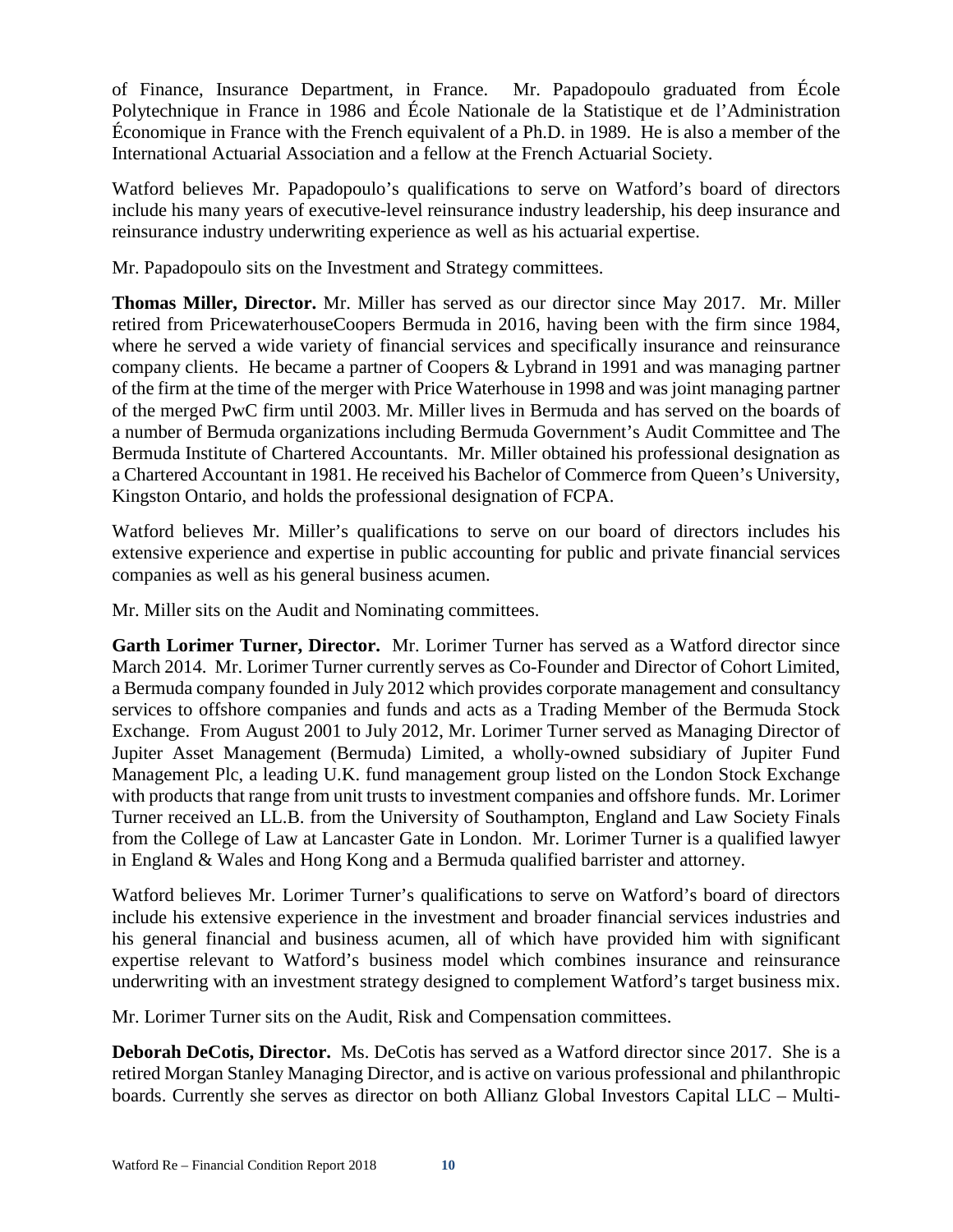of Finance, Insurance Department, in France. Mr. Papadopoulo graduated from École Polytechnique in France in 1986 and École Nationale de la Statistique et de l'Administration Économique in France with the French equivalent of a Ph.D. in 1989. He is also a member of the International Actuarial Association and a fellow at the French Actuarial Society.

Watford believes Mr. Papadopoulo's qualifications to serve on Watford's board of directors include his many years of executive-level reinsurance industry leadership, his deep insurance and reinsurance industry underwriting experience as well as his actuarial expertise.

Mr. Papadopoulo sits on the Investment and Strategy committees.

**Thomas Miller, Director.** Mr. Miller has served as our director since May 2017. Mr. Miller retired from PricewaterhouseCoopers Bermuda in 2016, having been with the firm since 1984, where he served a wide variety of financial services and specifically insurance and reinsurance company clients. He became a partner of Coopers & Lybrand in 1991 and was managing partner of the firm at the time of the merger with Price Waterhouse in 1998 and was joint managing partner of the merged PwC firm until 2003. Mr. Miller lives in Bermuda and has served on the boards of a number of Bermuda organizations including Bermuda Government's Audit Committee and The Bermuda Institute of Chartered Accountants. Mr. Miller obtained his professional designation as a Chartered Accountant in 1981. He received his Bachelor of Commerce from Queen's University, Kingston Ontario, and holds the professional designation of FCPA.

Watford believes Mr. Miller's qualifications to serve on our board of directors includes his extensive experience and expertise in public accounting for public and private financial services companies as well as his general business acumen.

Mr. Miller sits on the Audit and Nominating committees.

**Garth Lorimer Turner, Director.** Mr. Lorimer Turner has served as a Watford director since March 2014. Mr. Lorimer Turner currently serves as Co-Founder and Director of Cohort Limited, a Bermuda company founded in July 2012 which provides corporate management and consultancy services to offshore companies and funds and acts as a Trading Member of the Bermuda Stock Exchange. From August 2001 to July 2012, Mr. Lorimer Turner served as Managing Director of Jupiter Asset Management (Bermuda) Limited, a wholly-owned subsidiary of Jupiter Fund Management Plc, a leading U.K. fund management group listed on the London Stock Exchange with products that range from unit trusts to investment companies and offshore funds. Mr. Lorimer Turner received an LL.B. from the University of Southampton, England and Law Society Finals from the College of Law at Lancaster Gate in London. Mr. Lorimer Turner is a qualified lawyer in England & Wales and Hong Kong and a Bermuda qualified barrister and attorney.

Watford believes Mr. Lorimer Turner's qualifications to serve on Watford's board of directors include his extensive experience in the investment and broader financial services industries and his general financial and business acumen, all of which have provided him with significant expertise relevant to Watford's business model which combines insurance and reinsurance underwriting with an investment strategy designed to complement Watford's target business mix.

Mr. Lorimer Turner sits on the Audit, Risk and Compensation committees.

**Deborah DeCotis, Director.** Ms. DeCotis has served as a Watford director since 2017. She is a retired Morgan Stanley Managing Director, and is active on various professional and philanthropic boards. Currently she serves as director on both Allianz Global Investors Capital LLC – Multi-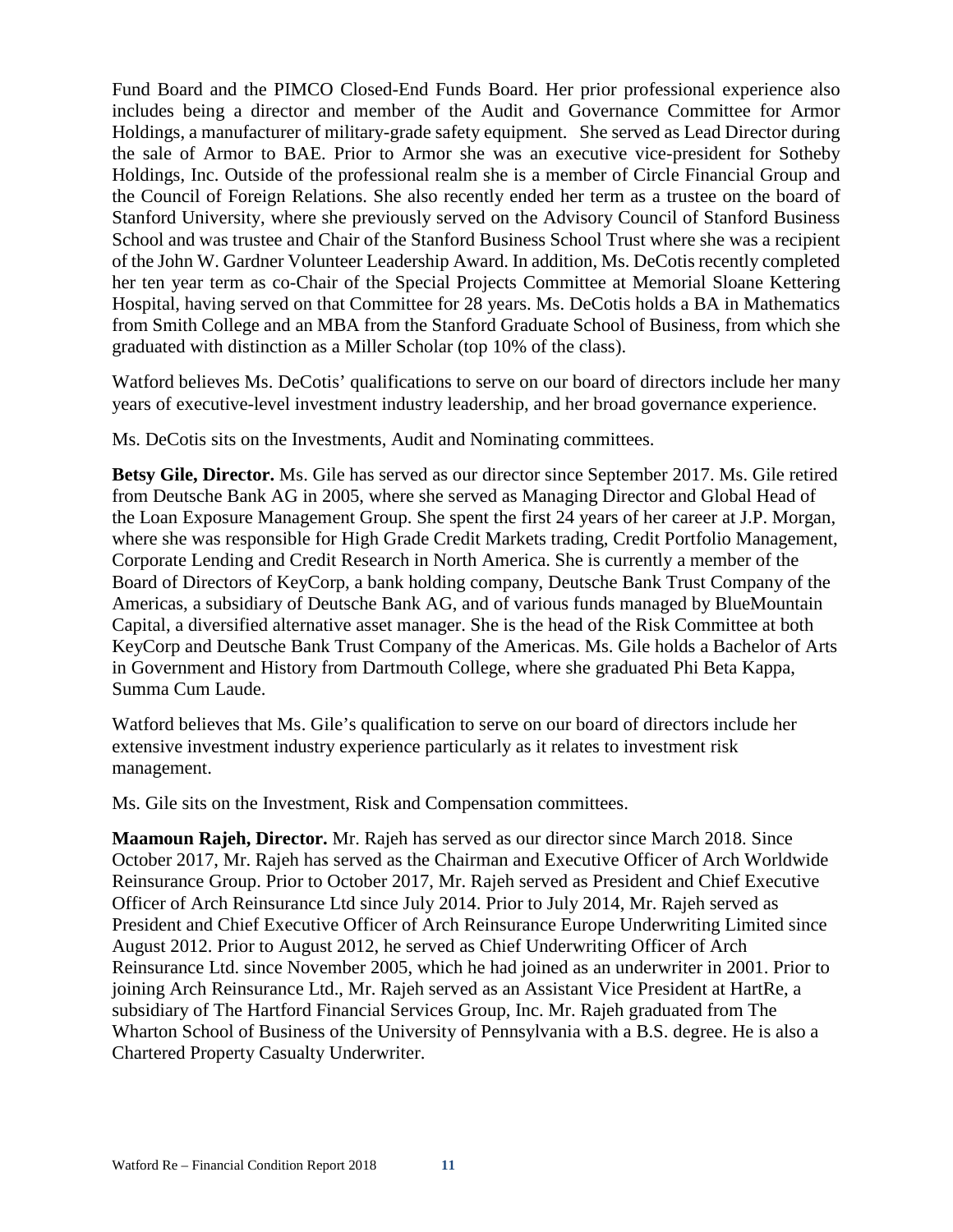Fund Board and the PIMCO Closed-End Funds Board. Her prior professional experience also includes being a director and member of the Audit and Governance Committee for Armor Holdings, a manufacturer of military-grade safety equipment. She served as Lead Director during the sale of Armor to BAE. Prior to Armor she was an executive vice-president for Sotheby Holdings, Inc. Outside of the professional realm she is a member of Circle Financial Group and the Council of Foreign Relations. She also recently ended her term as a trustee on the board of Stanford University, where she previously served on the Advisory Council of Stanford Business School and was trustee and Chair of the Stanford Business School Trust where she was a recipient of the John W. Gardner Volunteer Leadership Award. In addition, Ms. DeCotis recently completed her ten year term as co-Chair of the Special Projects Committee at Memorial Sloane Kettering Hospital, having served on that Committee for 28 years. Ms. DeCotis holds a BA in Mathematics from Smith College and an MBA from the Stanford Graduate School of Business, from which she graduated with distinction as a Miller Scholar (top 10% of the class).

Watford believes Ms. DeCotis' qualifications to serve on our board of directors include her many years of executive-level investment industry leadership, and her broad governance experience.

Ms. DeCotis sits on the Investments, Audit and Nominating committees.

**Betsy Gile, Director.** Ms. Gile has served as our director since September 2017. Ms. Gile retired from Deutsche Bank AG in 2005, where she served as Managing Director and Global Head of the Loan Exposure Management Group. She spent the first 24 years of her career at J.P. Morgan, where she was responsible for High Grade Credit Markets trading, Credit Portfolio Management, Corporate Lending and Credit Research in North America. She is currently a member of the Board of Directors of KeyCorp, a bank holding company, Deutsche Bank Trust Company of the Americas, a subsidiary of Deutsche Bank AG, and of various funds managed by BlueMountain Capital, a diversified alternative asset manager. She is the head of the Risk Committee at both KeyCorp and Deutsche Bank Trust Company of the Americas. Ms. Gile holds a Bachelor of Arts in Government and History from Dartmouth College, where she graduated Phi Beta Kappa, Summa Cum Laude.

Watford believes that Ms. Gile's qualification to serve on our board of directors include her extensive investment industry experience particularly as it relates to investment risk management.

Ms. Gile sits on the Investment, Risk and Compensation committees.

**Maamoun Rajeh, Director.** Mr. Rajeh has served as our director since March 2018. Since October 2017, Mr. Rajeh has served as the Chairman and Executive Officer of Arch Worldwide Reinsurance Group. Prior to October 2017, Mr. Rajeh served as President and Chief Executive Officer of Arch Reinsurance Ltd since July 2014. Prior to July 2014, Mr. Rajeh served as President and Chief Executive Officer of Arch Reinsurance Europe Underwriting Limited since August 2012. Prior to August 2012, he served as Chief Underwriting Officer of Arch Reinsurance Ltd. since November 2005, which he had joined as an underwriter in 2001. Prior to joining Arch Reinsurance Ltd., Mr. Rajeh served as an Assistant Vice President at HartRe, a subsidiary of The Hartford Financial Services Group, Inc. Mr. Rajeh graduated from The Wharton School of Business of the University of Pennsylvania with a B.S. degree. He is also a Chartered Property Casualty Underwriter.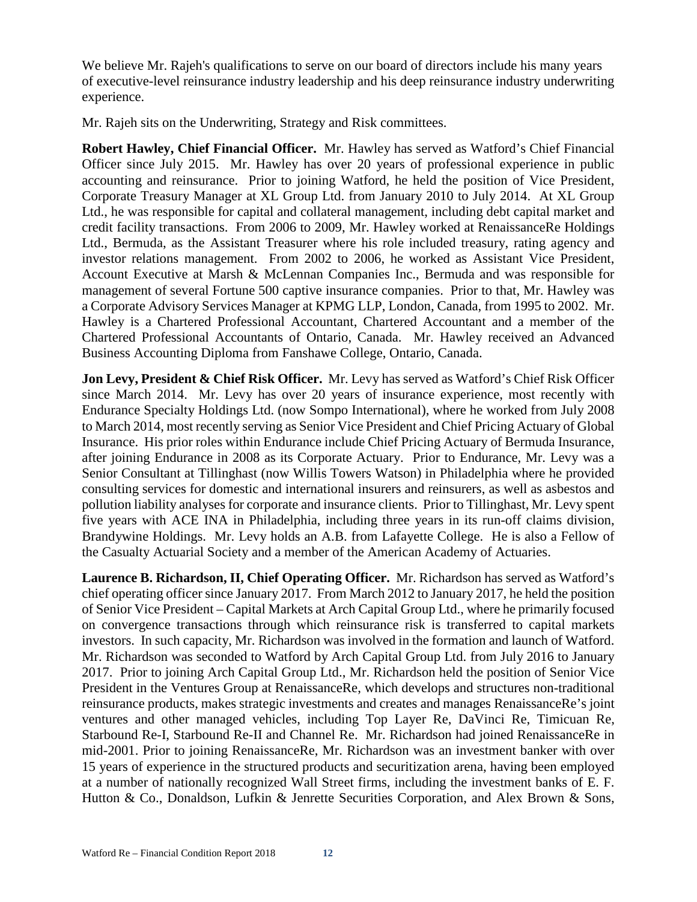We believe Mr. Rajeh's qualifications to serve on our board of directors include his many years of executive-level reinsurance industry leadership and his deep reinsurance industry underwriting experience.

Mr. Rajeh sits on the Underwriting, Strategy and Risk committees.

**Robert Hawley, Chief Financial Officer.** Mr. Hawley has served as Watford's Chief Financial Officer since July 2015. Mr. Hawley has over 20 years of professional experience in public accounting and reinsurance. Prior to joining Watford, he held the position of Vice President, Corporate Treasury Manager at XL Group Ltd. from January 2010 to July 2014. At XL Group Ltd., he was responsible for capital and collateral management, including debt capital market and credit facility transactions. From 2006 to 2009, Mr. Hawley worked at RenaissanceRe Holdings Ltd., Bermuda, as the Assistant Treasurer where his role included treasury, rating agency and investor relations management. From 2002 to 2006, he worked as Assistant Vice President, Account Executive at Marsh & McLennan Companies Inc., Bermuda and was responsible for management of several Fortune 500 captive insurance companies. Prior to that, Mr. Hawley was a Corporate Advisory Services Manager at KPMG LLP, London, Canada, from 1995 to 2002. Mr. Hawley is a Chartered Professional Accountant, Chartered Accountant and a member of the Chartered Professional Accountants of Ontario, Canada. Mr. Hawley received an Advanced Business Accounting Diploma from Fanshawe College, Ontario, Canada.

**Jon Levy, President & Chief Risk Officer.** Mr. Levy has served as Watford's Chief Risk Officer since March 2014. Mr. Levy has over 20 years of insurance experience, most recently with Endurance Specialty Holdings Ltd. (now Sompo International), where he worked from July 2008 to March 2014, most recently serving as Senior Vice President and Chief Pricing Actuary of Global Insurance. His prior roles within Endurance include Chief Pricing Actuary of Bermuda Insurance, after joining Endurance in 2008 as its Corporate Actuary. Prior to Endurance, Mr. Levy was a Senior Consultant at Tillinghast (now Willis Towers Watson) in Philadelphia where he provided consulting services for domestic and international insurers and reinsurers, as well as asbestos and pollution liability analyses for corporate and insurance clients. Prior to Tillinghast, Mr. Levy spent five years with ACE INA in Philadelphia, including three years in its run-off claims division, Brandywine Holdings. Mr. Levy holds an A.B. from Lafayette College. He is also a Fellow of the Casualty Actuarial Society and a member of the American Academy of Actuaries.

**Laurence B. Richardson, II, Chief Operating Officer.** Mr. Richardson has served as Watford's chief operating officer since January 2017. From March 2012 to January 2017, he held the position of Senior Vice President – Capital Markets at Arch Capital Group Ltd., where he primarily focused on convergence transactions through which reinsurance risk is transferred to capital markets investors. In such capacity, Mr. Richardson was involved in the formation and launch of Watford. Mr. Richardson was seconded to Watford by Arch Capital Group Ltd. from July 2016 to January 2017. Prior to joining Arch Capital Group Ltd., Mr. Richardson held the position of Senior Vice President in the Ventures Group at RenaissanceRe, which develops and structures non-traditional reinsurance products, makes strategic investments and creates and manages RenaissanceRe's joint ventures and other managed vehicles, including Top Layer Re, DaVinci Re, Timicuan Re, Starbound Re-I, Starbound Re-II and Channel Re. Mr. Richardson had joined RenaissanceRe in mid-2001. Prior to joining RenaissanceRe, Mr. Richardson was an investment banker with over 15 years of experience in the structured products and securitization arena, having been employed at a number of nationally recognized Wall Street firms, including the investment banks of E. F. Hutton & Co., Donaldson, Lufkin & Jenrette Securities Corporation, and Alex Brown & Sons,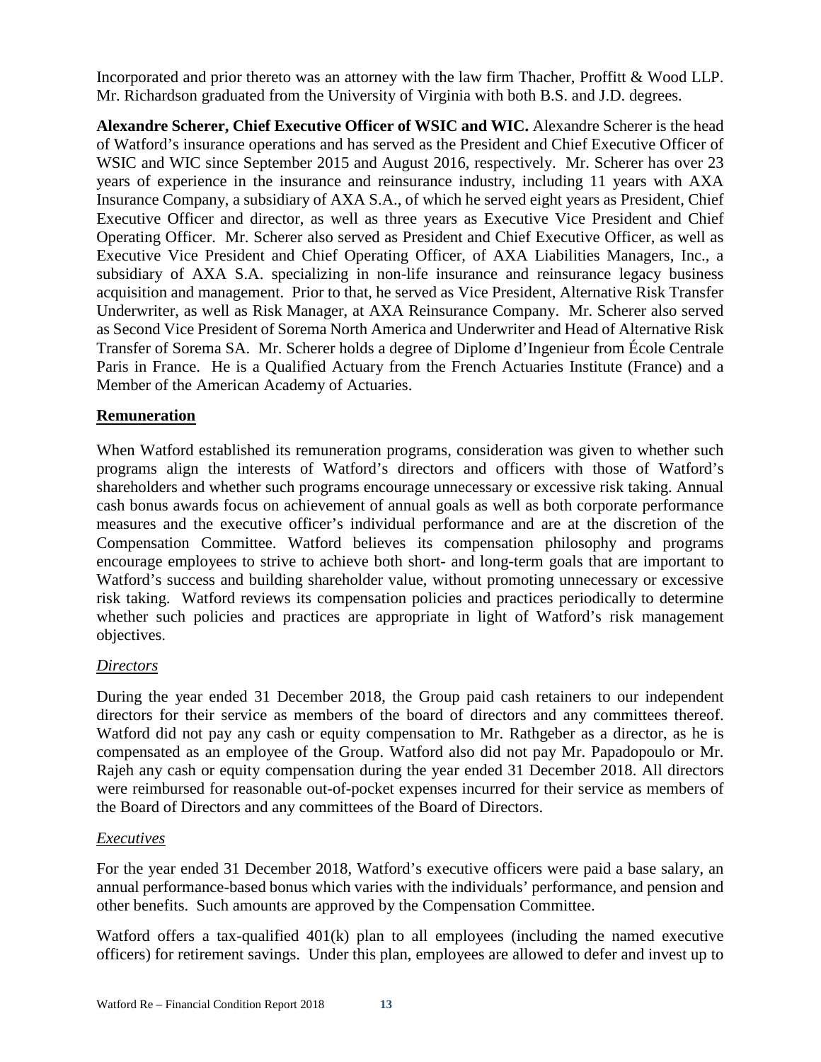Incorporated and prior thereto was an attorney with the law firm Thacher, Proffitt & Wood LLP. Mr. Richardson graduated from the University of Virginia with both B.S. and J.D. degrees.

**Alexandre Scherer, Chief Executive Officer of WSIC and WIC.** Alexandre Scherer is the head of Watford's insurance operations and has served as the President and Chief Executive Officer of WSIC and WIC since September 2015 and August 2016, respectively. Mr. Scherer has over 23 years of experience in the insurance and reinsurance industry, including 11 years with AXA Insurance Company, a subsidiary of AXA S.A., of which he served eight years as President, Chief Executive Officer and director, as well as three years as Executive Vice President and Chief Operating Officer. Mr. Scherer also served as President and Chief Executive Officer, as well as Executive Vice President and Chief Operating Officer, of AXA Liabilities Managers, Inc., a subsidiary of AXA S.A. specializing in non-life insurance and reinsurance legacy business acquisition and management. Prior to that, he served as Vice President, Alternative Risk Transfer Underwriter, as well as Risk Manager, at AXA Reinsurance Company. Mr. Scherer also served as Second Vice President of Sorema North America and Underwriter and Head of Alternative Risk Transfer of Sorema SA. Mr. Scherer holds a degree of Diplome d'Ingenieur from École Centrale Paris in France. He is a Qualified Actuary from the French Actuaries Institute (France) and a Member of the American Academy of Actuaries.

## Remuneration

When Watford established its remuneration programs, consideration was given to whether such programs align the interests of Watford's directors and officers with those of Watford's shareholders and whether such programs encourage unnecessary or excessive risk taking. Annual cash bonus awards focus on achievement of annual goals as well as both corporate performance measures and the executive officer's individual performance and are at the discretion of the Compensation Committee. Watford believes its compensation philosophy and programs encourage employees to strive to achieve both short- and long-term goals that are important to Watford's success and building shareholder value, without promoting unnecessary or excessive risk taking. Watford reviews its compensation policies and practices periodically to determine whether such policies and practices are appropriate in light of Watford's risk management objectives.

### *Directors*

During the year ended 31 December 2018, the Group paid cash retainers to our independent directors for their service as members of the board of directors and any committees thereof. Watford did not pay any cash or equity compensation to Mr. Rathgeber as a director, as he is compensated as an employee of the Group. Watford also did not pay Mr. Papadopoulo or Mr. Rajeh any cash or equity compensation during the year ended 31 December 2018. All directors were reimbursed for reasonable out-of-pocket expenses incurred for their service as members of the Board of Directors and any committees of the Board of Directors.

### *Executives*

For the year ended 31 December 2018, Watford's executive officers were paid a base salary, an annual performance-based bonus which varies with the individuals' performance, and pension and other benefits. Such amounts are approved by the Compensation Committee.

Watford offers a tax-qualified 401(k) plan to all employees (including the named executive officers) for retirement savings. Under this plan, employees are allowed to defer and invest up to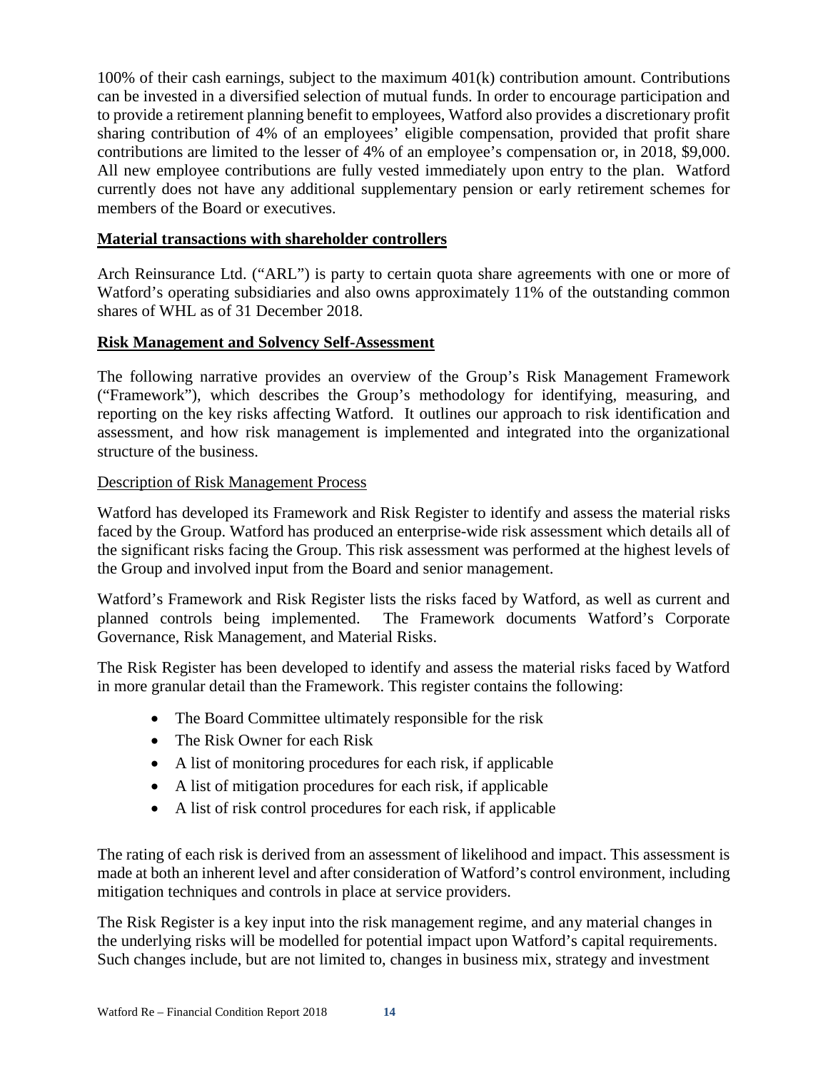100% of their cash earnings, subject to the maximum 401(k) contribution amount. Contributions can be invested in a diversified selection of mutual funds. In order to encourage participation and to provide a retirement planning benefit to employees, Watford also provides a discretionary profit sharing contribution of 4% of an employees' eligible compensation, provided that profit share contributions are limited to the lesser of 4% of an employee's compensation or, in 2018, $9,000. All new employee contributions are fully vested immediately upon entry to the plan. Watford currently does not have any additional supplementary pension or early retirement schemes for members of the Board or executives.

**Material transactions with shareholder controllers**

Arch Reinsurance Ltd. ("ARL") is party to certain quota share agreements with one or more of Watford's operating subsidiaries and also owns approximately 11% of the outstanding common shares of WHL as of 31 December 2018.

**Risk Management and Solvency Self-Assessment**

The following narrative provides an overview of the Group's Risk Management Framework ("Framework"), which describes the Group's methodology for identifying, measuring, and reporting on the key risks affecting Watford. It outlines our approach to risk identification and assessment, and how risk management is implemented and integrated into the organizational structure of the business.

Description of Risk Management Process

Watford has developed its Framework and Risk Register to identify and assess the material risks faced by the Group. Watford has produced an enterprise-wide risk assessment which details all of the significant risks facing the Group. This risk assessment was performed at the highest levels of the Group and involved input from the Board and senior management.

Watford's Framework and Risk Register lists the risks faced by Watford, as well as current and planned controls being implemented. The Framework documents Watford's Corporate Governance, Risk Management, and Material Risks.

The Risk Register has been developed to identify and assess the material risks faced by Watford in more granular detail than the Framework. This register contains the following:

- The Board Committee ultimately responsible for the risk
- The Risk Owner for each Risk
- A list of monitoring procedures for each risk, if applicable
- A list of mitigation procedures for each risk, if applicable
- A list of risk control procedures for each risk, if applicable

The rating of each risk is derived from an assessment of likelihood and impact. This assessment is made at both an inherent level and after consideration of Watford's control environment, including mitigation techniques and controls in place at service providers.

The Risk Register is a key input into the risk management regime, and any material changes in the underlying risks will be modelled for potential impact upon Watford's capital requirements. Such changes include, but are not limited to, changes in business mix, strategy and investment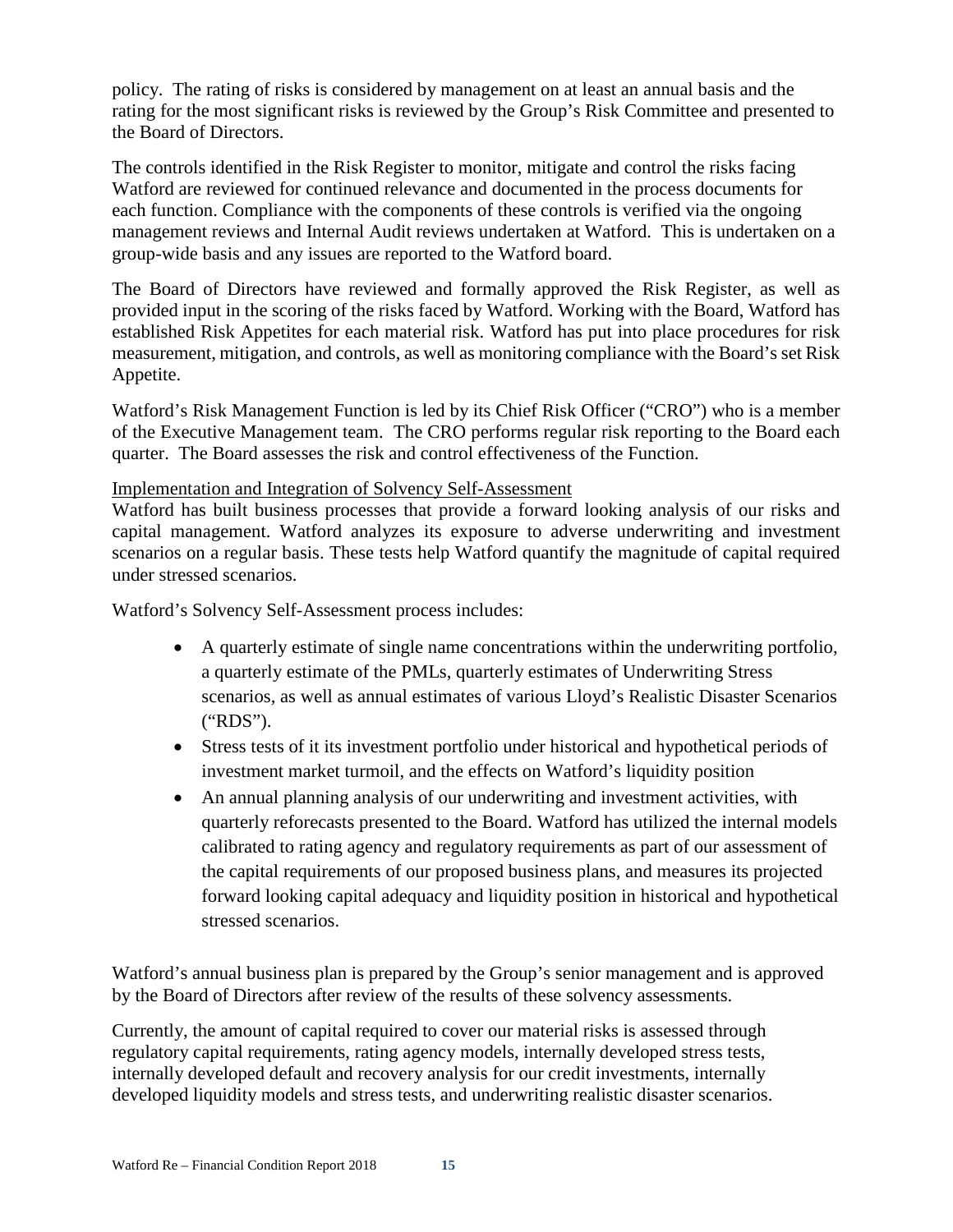policy. The rating of risks is considered by management on at least an annual basis and the rating for the most significant risks is reviewed by the Group's Risk Committee and presented to the Board of Directors.

The controls identified in the Risk Register to monitor, mitigate and control the risks facing Watford are reviewed for continued relevance and documented in the process documents for each function. Compliance with the components of these controls is verified via the ongoing management reviews and Internal Audit reviews undertaken at Watford. This is undertaken on a group-wide basis and any issues are reported to the Watford board.

The Board of Directors have reviewed and formally approved the Risk Register, as well as provided input in the scoring of the risks faced by Watford. Working with the Board, Watford has established Risk Appetites for each material risk. Watford has put into place procedures for risk measurement, mitigation, and controls, as well as monitoring compliance with the Board's set Risk Appetite.

Watford's Risk Management Function is led by its Chief Risk Officer ("CRO") who is a member of the Executive Management team. The CRO performs regular risk reporting to the Board each quarter. The Board assesses the risk and control effectiveness of the Function.

Implementation and Integration of Solvency Self-Assessment

Watford has built business processes that provide a forward looking analysis of our risks and capital management. Watford analyzes its exposure to adverse underwriting and investment scenarios on a regular basis. These tests help Watford quantify the magnitude of capital required under stressed scenarios.

Watford's Solvency Self-Assessment process includes:

- A quarterly estimate of single name concentrations within the underwriting portfolio, a quarterly estimate of the PMLs, quarterly estimates of Underwriting Stress scenarios, as well as annual estimates of various Lloyd's Realistic Disaster Scenarios ("RDS").
- Stress tests of it its investment portfolio under historical and hypothetical periods of investment market turmoil, and the effects on Watford's liquidity position
- An annual planning analysis of our underwriting and investment activities, with quarterly reforecasts presented to the Board. Watford has utilized the internal models calibrated to rating agency and regulatory requirements as part of our assessment of the capital requirements of our proposed business plans, and measures its projected forward looking capital adequacy and liquidity position in historical and hypothetical stressed scenarios.

Watford's annual business plan is prepared by the Group's senior management and is approved by the Board of Directors after review of the results of these solvency assessments.

Currently, the amount of capital required to cover our material risks is assessed through regulatory capital requirements, rating agency models, internally developed stress tests, internally developed default and recovery analysis for our credit investments, internally developed liquidity models and stress tests, and underwriting realistic disaster scenarios.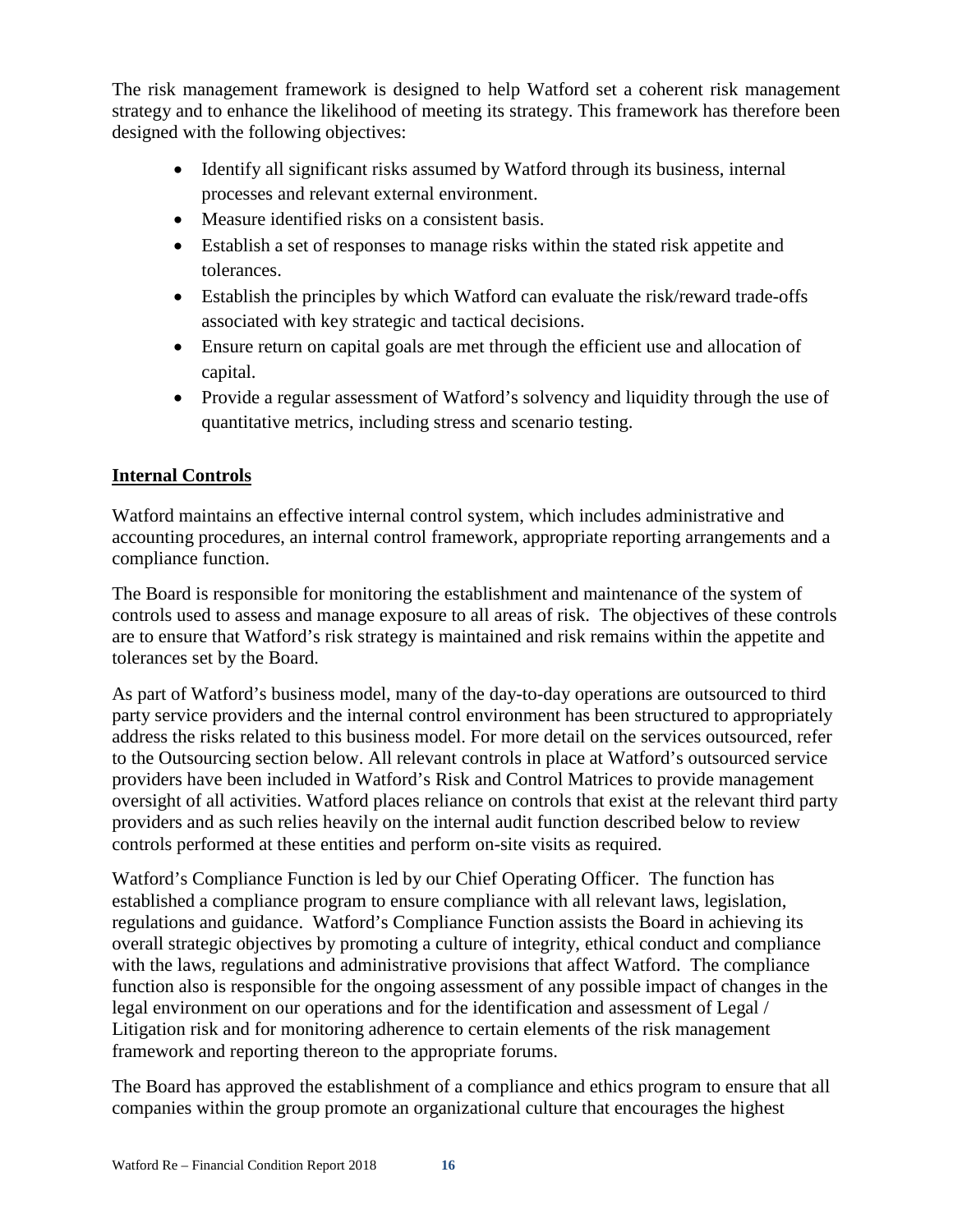The risk management framework is designed to help Watford set a coherent risk management strategy and to enhance the likelihood of meeting its strategy. This framework has therefore been designed with the following objectives:

- Identify all significant risks assumed by Watford through its business, internal processes and relevant external environment.
- Measure identified risks on a consistent basis.
- Establish a set of responses to manage risks within the stated risk appetite and tolerances.
- Establish the principles by which Watford can evaluate the risk/reward trade-offs associated with key strategic and tactical decisions.
- Ensure return on capital goals are met through the efficient use and allocation of capital.
- Provide a regular assessment of Watford's solvency and liquidity through the use of quantitative metrics, including stress and scenario testing.

## Internal Controls

Watford maintains an effective internal control system, which includes administrative and accounting procedures, an internal control framework, appropriate reporting arrangements and a compliance function.

The Board is responsible for monitoring the establishment and maintenance of the system of controls used to assess and manage exposure to all areas of risk. The objectives of these controls are to ensure that Watford's risk strategy is maintained and risk remains within the appetite and tolerances set by the Board.

As part of Watford's business model, many of the day-to-day operations are outsourced to third party service providers and the internal control environment has been structured to appropriately address the risks related to this business model. For more detail on the services outsourced, refer to the Outsourcing section below. All relevant controls in place at Watford's outsourced service providers have been included in Watford's Risk and Control Matrices to provide management oversight of all activities. Watford places reliance on controls that exist at the relevant third party providers and as such relies heavily on the internal audit function described below to review controls performed at these entities and perform on-site visits as required.

Watford's Compliance Function is led by our Chief Operating Officer. The function has established a compliance program to ensure compliance with all relevant laws, legislation, regulations and guidance. Watford's Compliance Function assists the Board in achieving its overall strategic objectives by promoting a culture of integrity, ethical conduct and compliance with the laws, regulations and administrative provisions that affect Watford. The compliance function also is responsible for the ongoing assessment of any possible impact of changes in the legal environment on our operations and for the identification and assessment of Legal / Litigation risk and for monitoring adherence to certain elements of the risk management framework and reporting thereon to the appropriate forums.

The Board has approved the establishment of a compliance and ethics program to ensure that all companies within the group promote an organizational culture that encourages the highest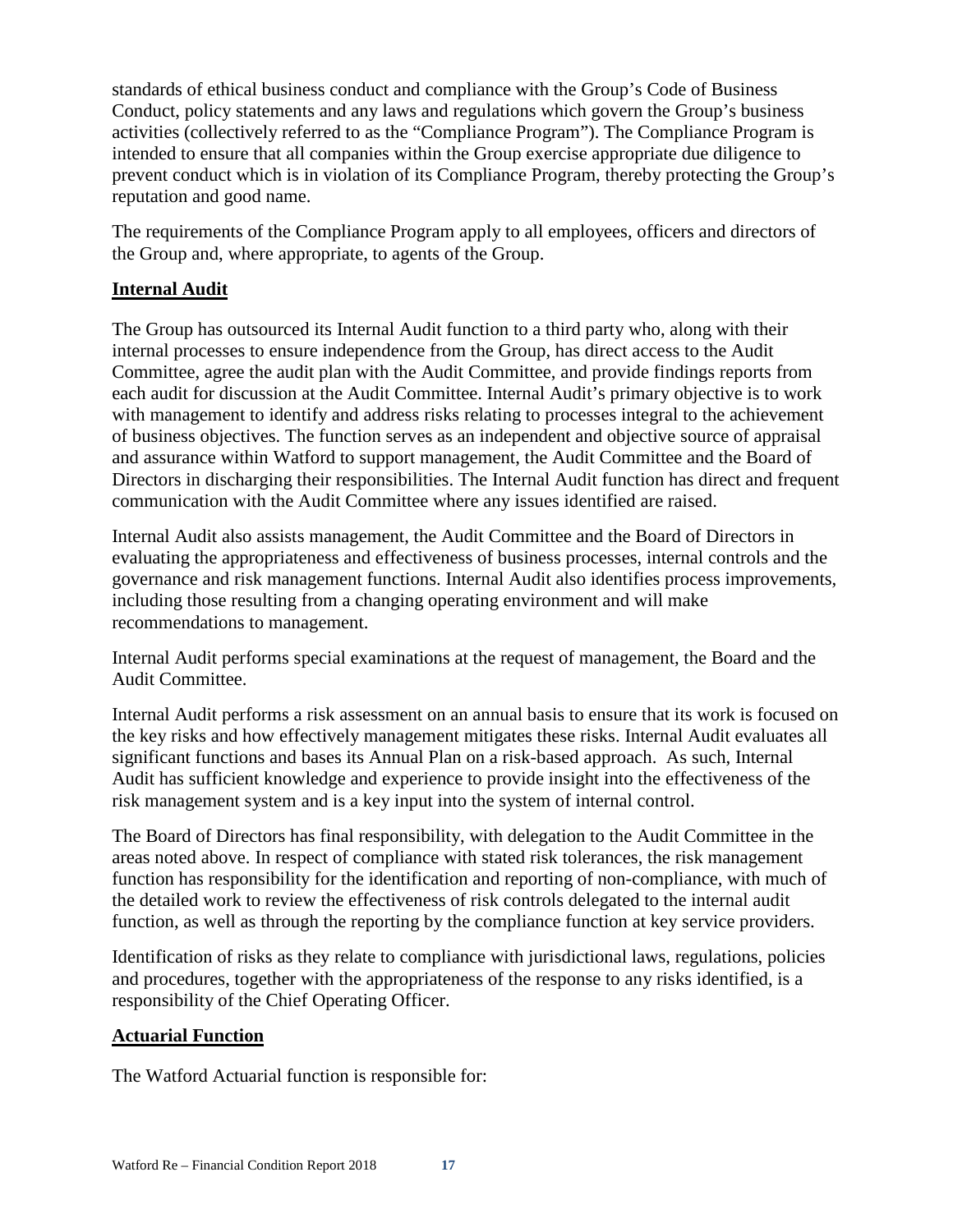standards of ethical business conduct and compliance with the Group's Code of Business Conduct, policy statements and any laws and regulations which govern the Group's business activities (collectively referred to as the "Compliance Program"). The Compliance Program is intended to ensure that all companies within the Group exercise appropriate due diligence to prevent conduct which is in violation of its Compliance Program, thereby protecting the Group's reputation and good name.

The requirements of the Compliance Program apply to all employees, officers and directors of the Group and, where appropriate, to agents of the Group.

## Internal Audit

The Group has outsourced its Internal Audit function to a third party who, along with their internal processes to ensure independence from the Group, has direct access to the Audit Committee, agree the audit plan with the Audit Committee, and provide findings reports from each audit for discussion at the Audit Committee. Internal Audit's primary objective is to work with management to identify and address risks relating to processes integral to the achievement of business objectives. The function serves as an independent and objective source of appraisal and assurance within Watford to support management, the Audit Committee and the Board of Directors in discharging their responsibilities. The Internal Audit function has direct and frequent communication with the Audit Committee where any issues identified are raised.

Internal Audit also assists management, the Audit Committee and the Board of Directors in evaluating the appropriateness and effectiveness of business processes, internal controls and the governance and risk management functions. Internal Audit also identifies process improvements, including those resulting from a changing operating environment and will make recommendations to management.

Internal Audit performs special examinations at the request of management, the Board and the Audit Committee.

Internal Audit performs a risk assessment on an annual basis to ensure that its work is focused on the key risks and how effectively management mitigates these risks. Internal Audit evaluates all significant functions and bases its Annual Plan on a risk-based approach. As such, Internal Audit has sufficient knowledge and experience to provide insight into the effectiveness of the risk management system and is a key input into the system of internal control.

The Board of Directors has final responsibility, with delegation to the Audit Committee in the areas noted above. In respect of compliance with stated risk tolerances, the risk management function has responsibility for the identification and reporting of non-compliance, with much of the detailed work to review the effectiveness of risk controls delegated to the internal audit function, as well as through the reporting by the compliance function at key service providers.

Identification of risks as they relate to compliance with jurisdictional laws, regulations, policies and procedures, together with the appropriateness of the response to any risks identified, is a responsibility of the Chief Operating Officer.

## Actuarial Function

The Watford Actuarial function is responsible for: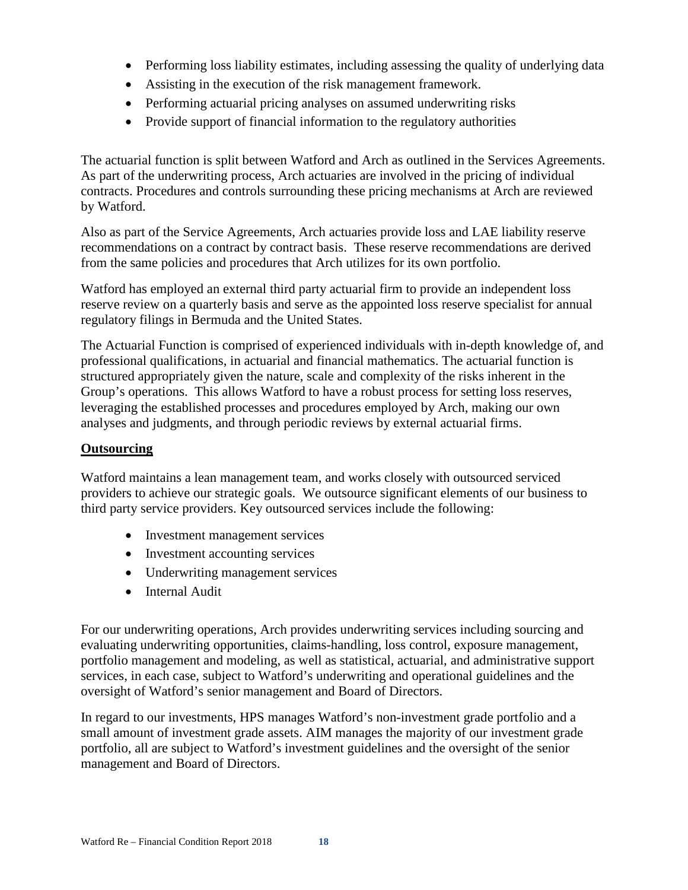- Performing loss liability estimates, including assessing the quality of underlying data
- Assisting in the execution of the risk management framework.
- Performing actuarial pricing analyses on assumed underwriting risks
- Provide support of financial information to the regulatory authorities

The actuarial function is split between Watford and Arch as outlined in the Services Agreements. As part of the underwriting process, Arch actuaries are involved in the pricing of individual contracts. Procedures and controls surrounding these pricing mechanisms at Arch are reviewed by Watford.

Also as part of the Service Agreements, Arch actuaries provide loss and LAE liability reserve recommendations on a contract by contract basis. These reserve recommendations are derived from the same policies and procedures that Arch utilizes for its own portfolio.

Watford has employed an external third party actuarial firm to provide an independent loss reserve review on a quarterly basis and serve as the appointed loss reserve specialist for annual regulatory filings in Bermuda and the United States.

The Actuarial Function is comprised of experienced individuals with in-depth knowledge of, and professional qualifications, in actuarial and financial mathematics. The actuarial function is structured appropriately given the nature, scale and complexity of the risks inherent in the Group's operations. This allows Watford to have a robust process for setting loss reserves, leveraging the established processes and procedures employed by Arch, making our own analyses and judgments, and through periodic reviews by external actuarial firms.

**Outsourcing**

Watford maintains a lean management team, and works closely with outsourced serviced providers to achieve our strategic goals. We outsource significant elements of our business to third party service providers. Key outsourced services include the following:

- Investment management services
- Investment accounting services
- Underwriting management services
- Internal Audit

For our underwriting operations, Arch provides underwriting services including sourcing and evaluating underwriting opportunities, claims-handling, loss control, exposure management, portfolio management and modeling, as well as statistical, actuarial, and administrative support services, in each case, subject to Watford's underwriting and operational guidelines and the oversight of Watford's senior management and Board of Directors.

In regard to our investments, HPS manages Watford's non-investment grade portfolio and a small amount of investment grade assets. AIM manages the majority of our investment grade portfolio, all are subject to Watford's investment guidelines and the oversight of the senior management and Board of Directors.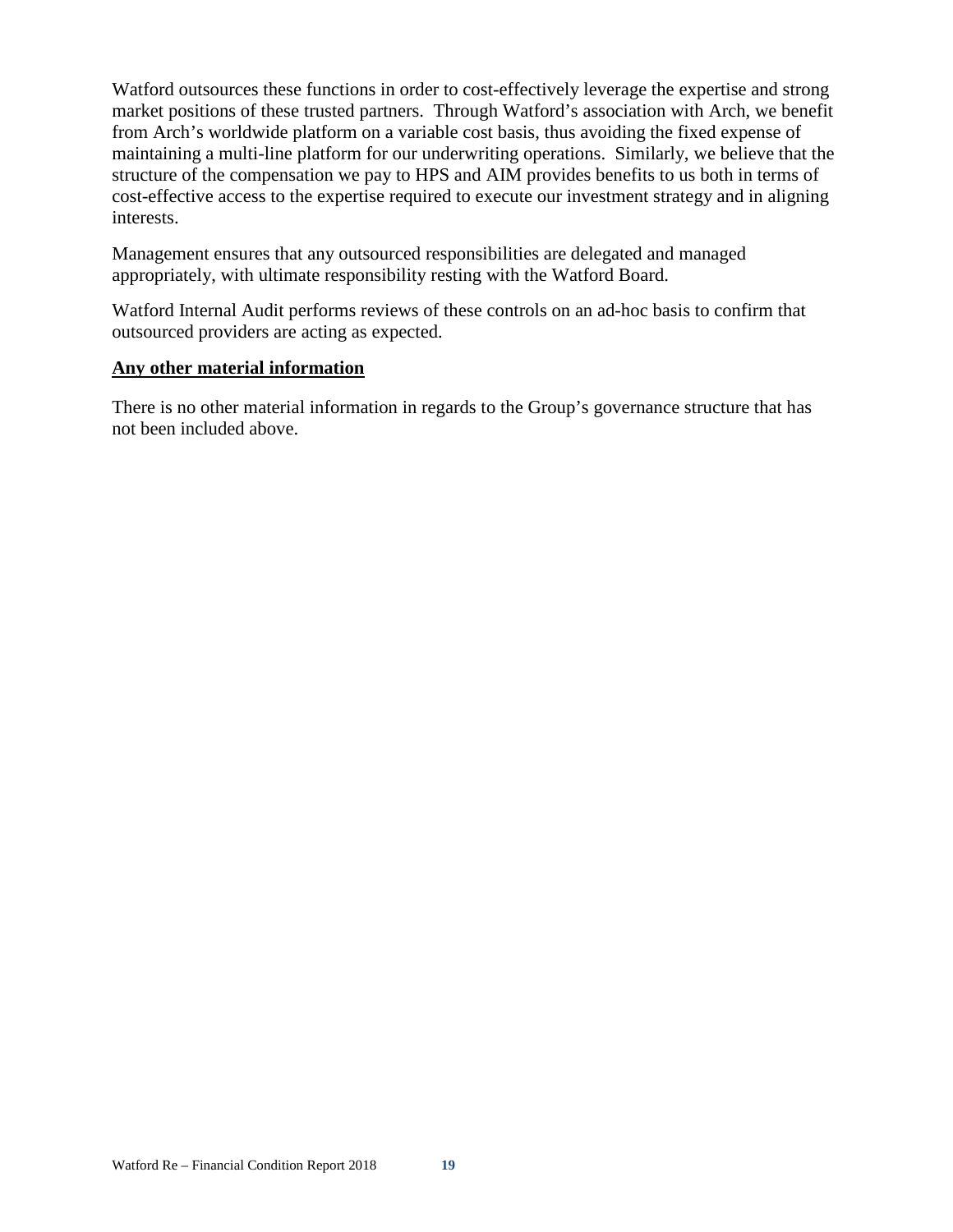Watford outsources these functions in order to cost-effectively leverage the expertise and strong market positions of these trusted partners. Through Watford's association with Arch, we benefit from Arch's worldwide platform on a variable cost basis, thus avoiding the fixed expense of maintaining a multi-line platform for our underwriting operations. Similarly, we believe that the structure of the compensation we pay to HPS and AIM provides benefits to us both in terms of cost-effective access to the expertise required to execute our investment strategy and in aligning interests.

Management ensures that any outsourced responsibilities are delegated and managed appropriately, with ultimate responsibility resting with the Watford Board.

Watford Internal Audit performs reviews of these controls on an ad-hoc basis to confirm that outsourced providers are acting as expected.

**Any other material information**

There is no other material information in regards to the Group's governance structure that has not been included above.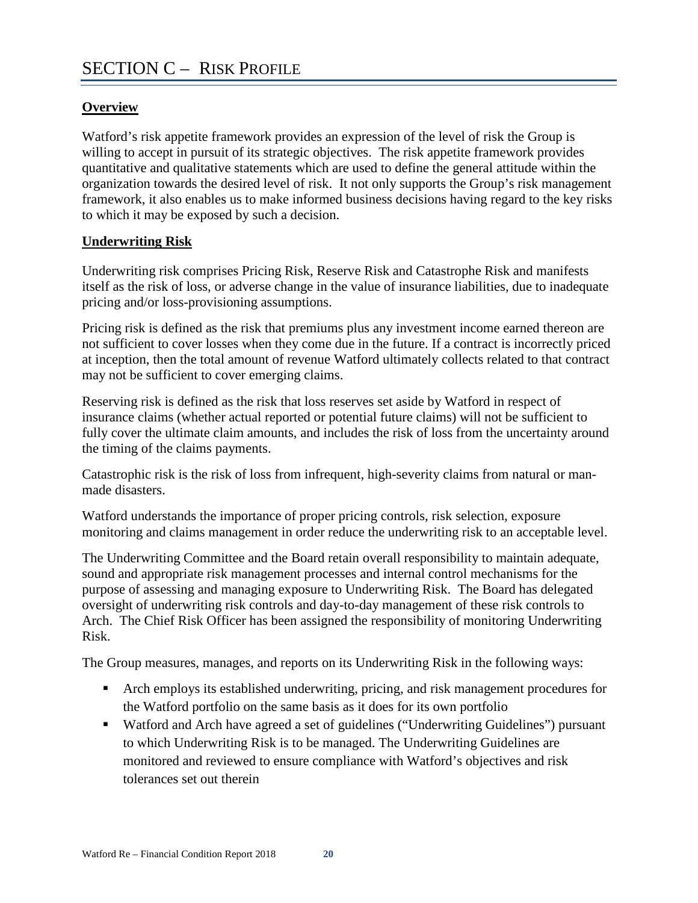# SECTION C – RISK PROFILE

## Overview

Watford's risk appetite framework provides an expression of the level of risk the Group is willing to accept in pursuit of its strategic objectives. The risk appetite framework provides quantitative and qualitative statements which are used to define the general attitude within the organization towards the desired level of risk. It not only supports the Group's risk management framework, it also enables us to make informed business decisions having regard to the key risks to which it may be exposed by such a decision.

## Underwriting Risk

Underwriting risk comprises Pricing Risk, Reserve Risk and Catastrophe Risk and manifests itself as the risk of loss, or adverse change in the value of insurance liabilities, due to inadequate pricing and/or loss-provisioning assumptions.

Pricing risk is defined as the risk that premiums plus any investment income earned thereon are not sufficient to cover losses when they come due in the future. If a contract is incorrectly priced at inception, then the total amount of revenue Watford ultimately collects related to that contract may not be sufficient to cover emerging claims.

Reserving risk is defined as the risk that loss reserves set aside by Watford in respect of insurance claims (whether actual reported or potential future claims) will not be sufficient to fully cover the ultimate claim amounts, and includes the risk of loss from the uncertainty around the timing of the claims payments.

Catastrophic risk is the risk of loss from infrequent, high-severity claims from natural or man-made disasters.

Watford understands the importance of proper pricing controls, risk selection, exposure monitoring and claims management in order reduce the underwriting risk to an acceptable level.

The Underwriting Committee and the Board retain overall responsibility to maintain adequate, sound and appropriate risk management processes and internal control mechanisms for the purpose of assessing and managing exposure to Underwriting Risk. The Board has delegated oversight of underwriting risk controls and day-to-day management of these risk controls to Arch. The Chief Risk Officer has been assigned the responsibility of monitoring Underwriting Risk.

The Group measures, manages, and reports on its Underwriting Risk in the following ways:

- Arch employs its established underwriting, pricing, and risk management procedures for the Watford portfolio on the same basis as it does for its own portfolio
- Watford and Arch have agreed a set of guidelines ("Underwriting Guidelines") pursuant to which Underwriting Risk is to be managed. The Underwriting Guidelines are monitored and reviewed to ensure compliance with Watford's objectives and risk tolerances set out therein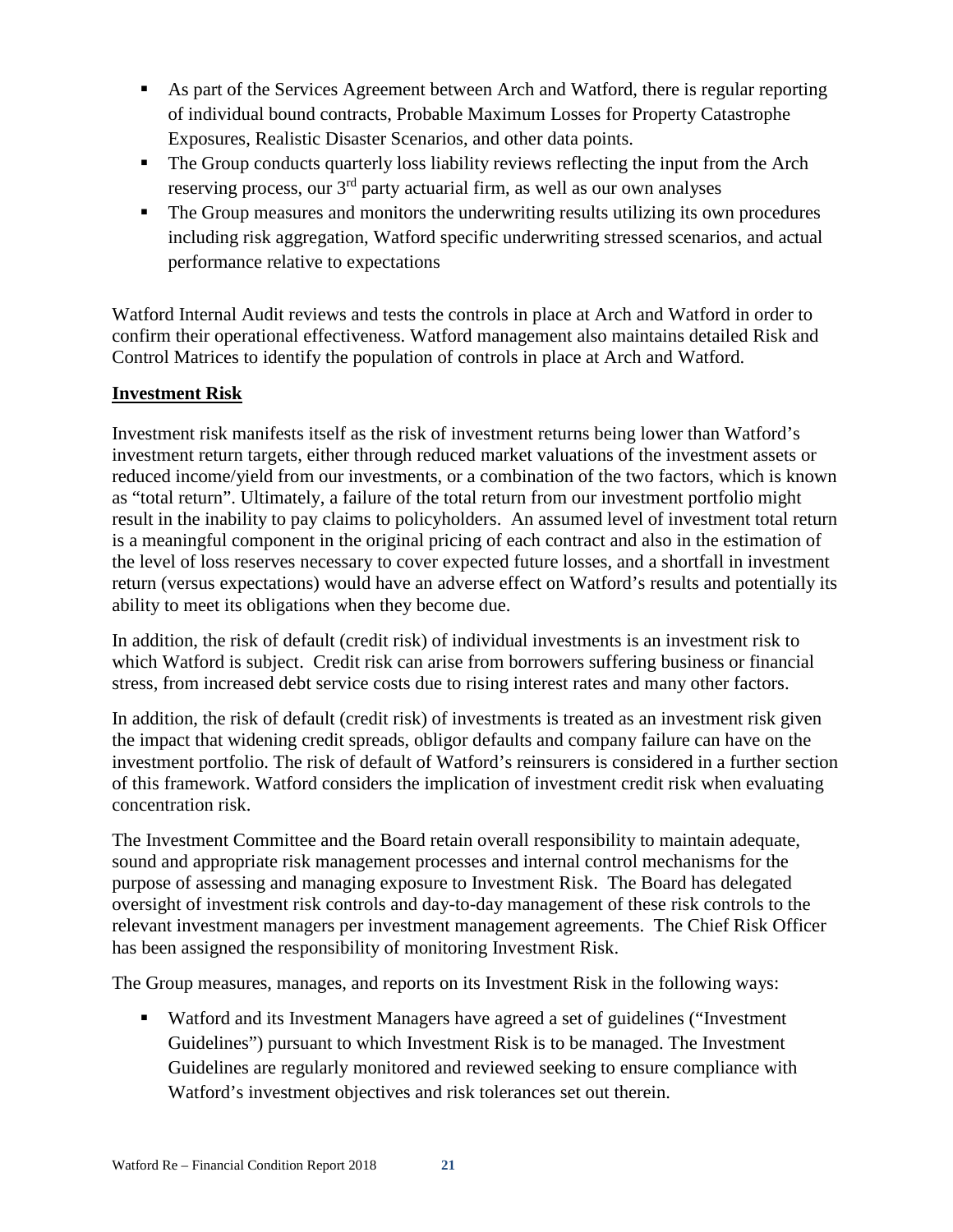- As part of the Services Agreement between Arch and Watford, there is regular reporting of individual bound contracts, Probable Maximum Losses for Property Catastrophe Exposures, Realistic Disaster Scenarios, and other data points.
- The Group conducts quarterly loss liability reviews reflecting the input from the Arch reserving process, our 3rd party actuarial firm, as well as our own analyses
- The Group measures and monitors the underwriting results utilizing its own procedures including risk aggregation, Watford specific underwriting stressed scenarios, and actual performance relative to expectations

Watford Internal Audit reviews and tests the controls in place at Arch and Watford in order to confirm their operational effectiveness. Watford management also maintains detailed Risk and Control Matrices to identify the population of controls in place at Arch and Watford.

**Investment Risk**

Investment risk manifests itself as the risk of investment returns being lower than Watford's investment return targets, either through reduced market valuations of the investment assets or reduced income/yield from our investments, or a combination of the two factors, which is known as "total return". Ultimately, a failure of the total return from our investment portfolio might result in the inability to pay claims to policyholders. An assumed level of investment total return is a meaningful component in the original pricing of each contract and also in the estimation of the level of loss reserves necessary to cover expected future losses, and a shortfall in investment return (versus expectations) would have an adverse effect on Watford's results and potentially its ability to meet its obligations when they become due.

In addition, the risk of default (credit risk) of individual investments is an investment risk to which Watford is subject. Credit risk can arise from borrowers suffering business or financial stress, from increased debt service costs due to rising interest rates and many other factors.

In addition, the risk of default (credit risk) of investments is treated as an investment risk given the impact that widening credit spreads, obligor defaults and company failure can have on the investment portfolio. The risk of default of Watford's reinsurers is considered in a further section of this framework. Watford considers the implication of investment credit risk when evaluating concentration risk.

The Investment Committee and the Board retain overall responsibility to maintain adequate, sound and appropriate risk management processes and internal control mechanisms for the purpose of assessing and managing exposure to Investment Risk. The Board has delegated oversight of investment risk controls and day-to-day management of these risk controls to the relevant investment managers per investment management agreements. The Chief Risk Officer has been assigned the responsibility of monitoring Investment Risk.

The Group measures, manages, and reports on its Investment Risk in the following ways:

- Watford and its Investment Managers have agreed a set of guidelines ("Investment Guidelines") pursuant to which Investment Risk is to be managed. The Investment Guidelines are regularly monitored and reviewed seeking to ensure compliance with Watford's investment objectives and risk tolerances set out therein.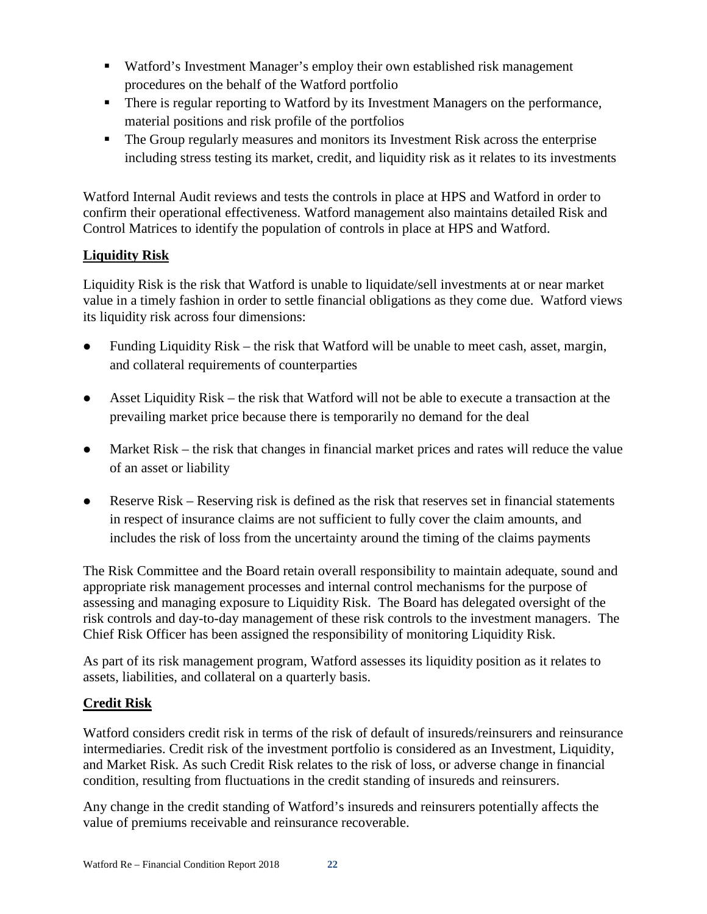- Watford's Investment Manager's employ their own established risk management procedures on the behalf of the Watford portfolio
- There is regular reporting to Watford by its Investment Managers on the performance, material positions and risk profile of the portfolios
- The Group regularly measures and monitors its Investment Risk across the enterprise including stress testing its market, credit, and liquidity risk as it relates to its investments

Watford Internal Audit reviews and tests the controls in place at HPS and Watford in order to confirm their operational effectiveness. Watford management also maintains detailed Risk and Control Matrices to identify the population of controls in place at HPS and Watford.

**Liquidity Risk**

Liquidity Risk is the risk that Watford is unable to liquidate/sell investments at or near market value in a timely fashion in order to settle financial obligations as they come due. Watford views its liquidity risk across four dimensions:

- Funding Liquidity Risk – the risk that Watford will be unable to meet cash, asset, margin, and collateral requirements of counterparties
- Asset Liquidity Risk – the risk that Watford will not be able to execute a transaction at the prevailing market price because there is temporarily no demand for the deal
- Market Risk – the risk that changes in financial market prices and rates will reduce the value of an asset or liability
- Reserve Risk – Reserving risk is defined as the risk that reserves set in financial statements in respect of insurance claims are not sufficient to fully cover the claim amounts, and includes the risk of loss from the uncertainty around the timing of the claims payments

The Risk Committee and the Board retain overall responsibility to maintain adequate, sound and appropriate risk management processes and internal control mechanisms for the purpose of assessing and managing exposure to Liquidity Risk. The Board has delegated oversight of the risk controls and day-to-day management of these risk controls to the investment managers. The Chief Risk Officer has been assigned the responsibility of monitoring Liquidity Risk.

As part of its risk management program, Watford assesses its liquidity position as it relates to assets, liabilities, and collateral on a quarterly basis.

**Credit Risk**

Watford considers credit risk in terms of the risk of default of insureds/reinsurers and reinsurance intermediaries. Credit risk of the investment portfolio is considered as an Investment, Liquidity, and Market Risk. As such Credit Risk relates to the risk of loss, or adverse change in financial condition, resulting from fluctuations in the credit standing of insureds and reinsurers.

Any change in the credit standing of Watford's insureds and reinsurers potentially affects the value of premiums receivable and reinsurance recoverable.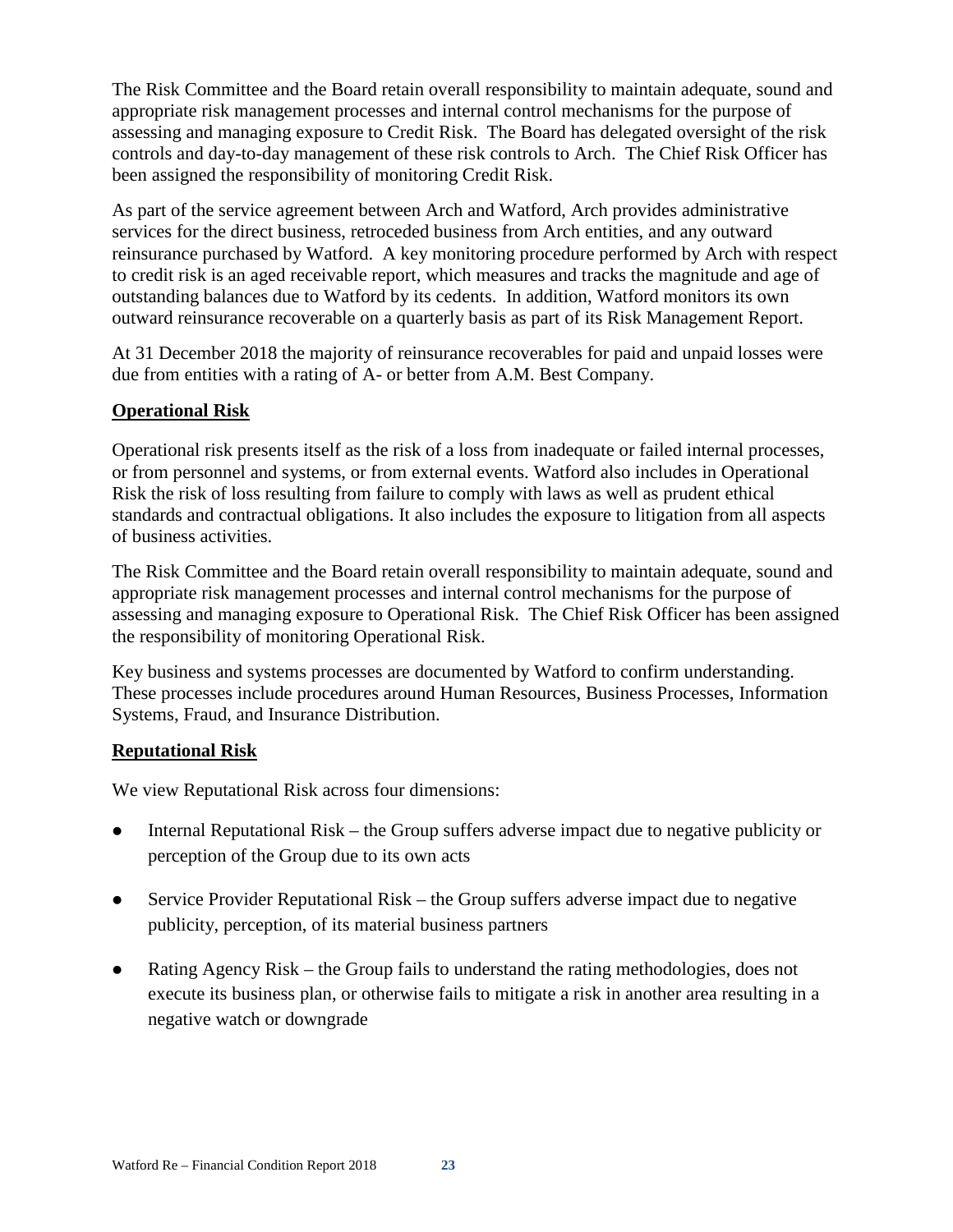The Risk Committee and the Board retain overall responsibility to maintain adequate, sound and appropriate risk management processes and internal control mechanisms for the purpose of assessing and managing exposure to Credit Risk. The Board has delegated oversight of the risk controls and day-to-day management of these risk controls to Arch. The Chief Risk Officer has been assigned the responsibility of monitoring Credit Risk.

As part of the service agreement between Arch and Watford, Arch provides administrative services for the direct business, retroceded business from Arch entities, and any outward reinsurance purchased by Watford. A key monitoring procedure performed by Arch with respect to credit risk is an aged receivable report, which measures and tracks the magnitude and age of outstanding balances due to Watford by its cedents. In addition, Watford monitors its own outward reinsurance recoverable on a quarterly basis as part of its Risk Management Report.

At 31 December 2018 the majority of reinsurance recoverables for paid and unpaid losses were due from entities with a rating of A- or better from A.M. Best Company.

**Operational Risk**

Operational risk presents itself as the risk of a loss from inadequate or failed internal processes, or from personnel and systems, or from external events. Watford also includes in Operational Risk the risk of loss resulting from failure to comply with laws as well as prudent ethical standards and contractual obligations. It also includes the exposure to litigation from all aspects of business activities.

The Risk Committee and the Board retain overall responsibility to maintain adequate, sound and appropriate risk management processes and internal control mechanisms for the purpose of assessing and managing exposure to Operational Risk. The Chief Risk Officer has been assigned the responsibility of monitoring Operational Risk.

Key business and systems processes are documented by Watford to confirm understanding. These processes include procedures around Human Resources, Business Processes, Information Systems, Fraud, and Insurance Distribution.

**Reputational Risk**

We view Reputational Risk across four dimensions:

- Internal Reputational Risk – the Group suffers adverse impact due to negative publicity or perception of the Group due to its own acts
- Service Provider Reputational Risk – the Group suffers adverse impact due to negative publicity, perception, of its material business partners
- Rating Agency Risk – the Group fails to understand the rating methodologies, does not execute its business plan, or otherwise fails to mitigate a risk in another area resulting in a negative watch or downgrade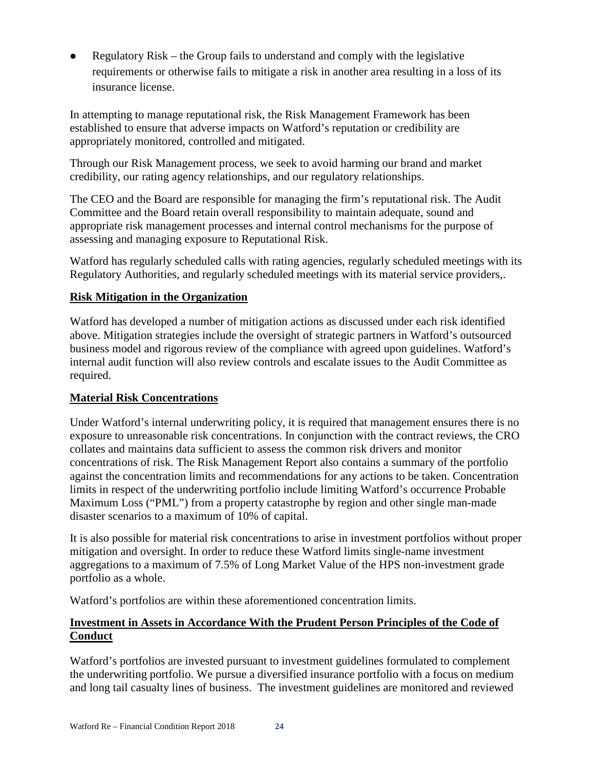- Regulatory Risk – the Group fails to understand and comply with the legislative requirements or otherwise fails to mitigate a risk in another area resulting in a loss of its insurance license.

In attempting to manage reputational risk, the Risk Management Framework has been established to ensure that adverse impacts on Watford's reputation or credibility are appropriately monitored, controlled and mitigated.

Through our Risk Management process, we seek to avoid harming our brand and market credibility, our rating agency relationships, and our regulatory relationships.

The CEO and the Board are responsible for managing the firm's reputational risk. The Audit Committee and the Board retain overall responsibility to maintain adequate, sound and appropriate risk management processes and internal control mechanisms for the purpose of assessing and managing exposure to Reputational Risk.

Watford has regularly scheduled calls with rating agencies, regularly scheduled meetings with its Regulatory Authorities, and regularly scheduled meetings with its material service providers,.

## Risk Mitigation in the Organization

Watford has developed a number of mitigation actions as discussed under each risk identified above. Mitigation strategies include the oversight of strategic partners in Watford's outsourced business model and rigorous review of the compliance with agreed upon guidelines. Watford's internal audit function will also review controls and escalate issues to the Audit Committee as required.

## Material Risk Concentrations

Under Watford's internal underwriting policy, it is required that management ensures there is no exposure to unreasonable risk concentrations. In conjunction with the contract reviews, the CRO collates and maintains data sufficient to assess the common risk drivers and monitor concentrations of risk. The Risk Management Report also contains a summary of the portfolio against the concentration limits and recommendations for any actions to be taken. Concentration limits in respect of the underwriting portfolio include limiting Watford's occurrence Probable Maximum Loss ("PML") from a property catastrophe by region and other single man-made disaster scenarios to a maximum of 10% of capital.

It is also possible for material risk concentrations to arise in investment portfolios without proper mitigation and oversight. In order to reduce these Watford limits single-name investment aggregations to a maximum of 7.5% of Long Market Value of the HPS non-investment grade portfolio as a whole.

Watford's portfolios are within these aforementioned concentration limits.

## Investment in Assets in Accordance With the Prudent Person Principles of the Code of Conduct

Watford's portfolios are invested pursuant to investment guidelines formulated to complement the underwriting portfolio. We pursue a diversified insurance portfolio with a focus on medium and long tail casualty lines of business. The investment guidelines are monitored and reviewed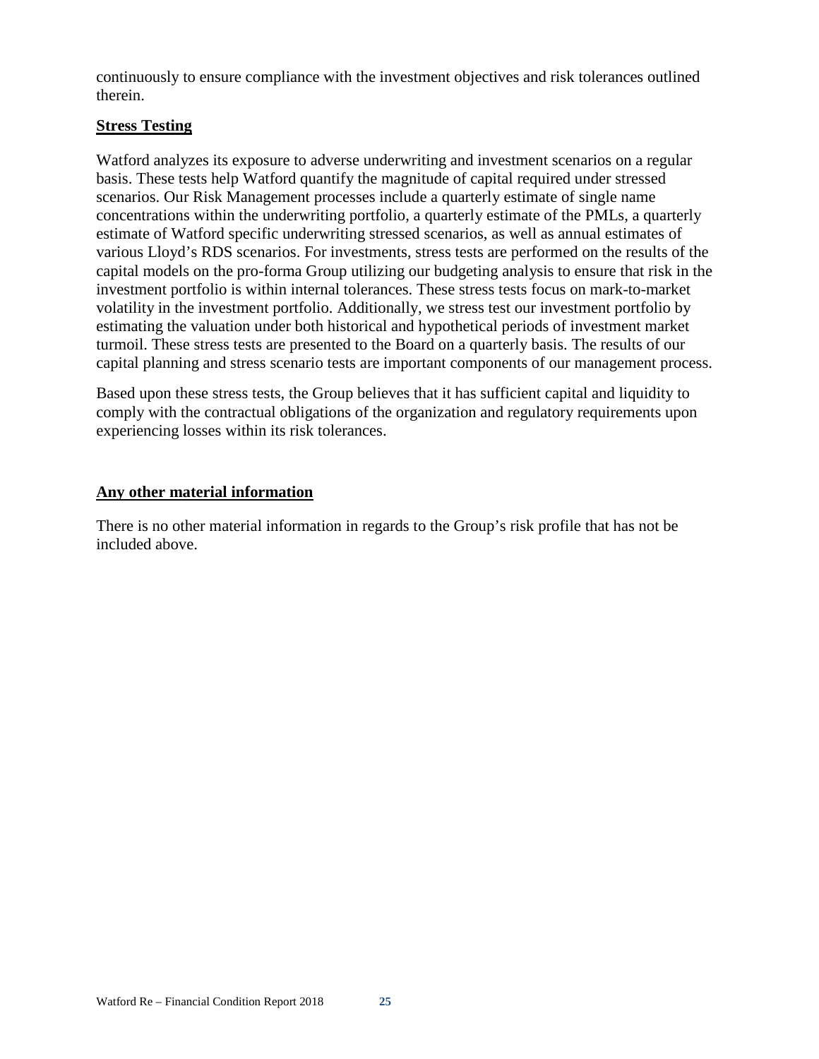continuously to ensure compliance with the investment objectives and risk tolerances outlined therein.

## Stress Testing

Watford analyzes its exposure to adverse underwriting and investment scenarios on a regular basis. These tests help Watford quantify the magnitude of capital required under stressed scenarios. Our Risk Management processes include a quarterly estimate of single name concentrations within the underwriting portfolio, a quarterly estimate of the PMLs, a quarterly estimate of Watford specific underwriting stressed scenarios, as well as annual estimates of various Lloyd's RDS scenarios. For investments, stress tests are performed on the results of the capital models on the pro-forma Group utilizing our budgeting analysis to ensure that risk in the investment portfolio is within internal tolerances. These stress tests focus on mark-to-market volatility in the investment portfolio. Additionally, we stress test our investment portfolio by estimating the valuation under both historical and hypothetical periods of investment market turmoil. These stress tests are presented to the Board on a quarterly basis. The results of our capital planning and stress scenario tests are important components of our management process.

Based upon these stress tests, the Group believes that it has sufficient capital and liquidity to comply with the contractual obligations of the organization and regulatory requirements upon experiencing losses within its risk tolerances.

## Any other material information

There is no other material information in regards to the Group's risk profile that has not be included above.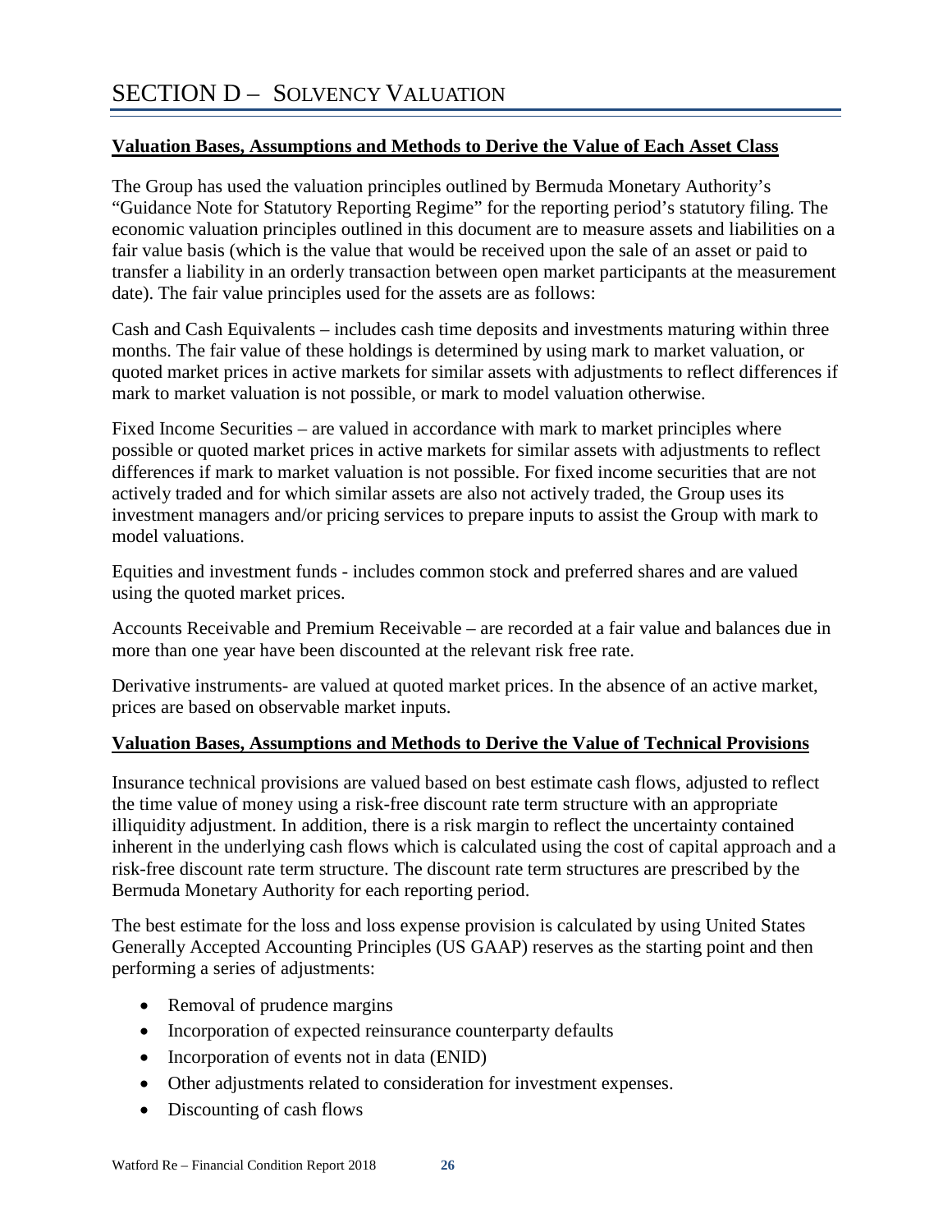# SECTION D – SOLVENCY VALUATION

**Valuation Bases, Assumptions and Methods to Derive the Value of Each Asset Class**

The Group has used the valuation principles outlined by Bermuda Monetary Authority's "Guidance Note for Statutory Reporting Regime" for the reporting period's statutory filing. The economic valuation principles outlined in this document are to measure assets and liabilities on a fair value basis (which is the value that would be received upon the sale of an asset or paid to transfer a liability in an orderly transaction between open market participants at the measurement date). The fair value principles used for the assets are as follows:

Cash and Cash Equivalents – includes cash time deposits and investments maturing within three months. The fair value of these holdings is determined by using mark to market valuation, or quoted market prices in active markets for similar assets with adjustments to reflect differences if mark to market valuation is not possible, or mark to model valuation otherwise.

Fixed Income Securities – are valued in accordance with mark to market principles where possible or quoted market prices in active markets for similar assets with adjustments to reflect differences if mark to market valuation is not possible. For fixed income securities that are not actively traded and for which similar assets are also not actively traded, the Group uses its investment managers and/or pricing services to prepare inputs to assist the Group with mark to model valuations.

Equities and investment funds - includes common stock and preferred shares and are valued using the quoted market prices.

Accounts Receivable and Premium Receivable – are recorded at a fair value and balances due in more than one year have been discounted at the relevant risk free rate.

Derivative instruments- are valued at quoted market prices. In the absence of an active market, prices are based on observable market inputs.

**Valuation Bases, Assumptions and Methods to Derive the Value of Technical Provisions**

Insurance technical provisions are valued based on best estimate cash flows, adjusted to reflect the time value of money using a risk-free discount rate term structure with an appropriate illiquidity adjustment. In addition, there is a risk margin to reflect the uncertainty contained inherent in the underlying cash flows which is calculated using the cost of capital approach and a risk-free discount rate term structure. The discount rate term structures are prescribed by the Bermuda Monetary Authority for each reporting period.

The best estimate for the loss and loss expense provision is calculated by using United States Generally Accepted Accounting Principles (US GAAP) reserves as the starting point and then performing a series of adjustments:

- Removal of prudence margins
- Incorporation of expected reinsurance counterparty defaults
- Incorporation of events not in data (ENID)
- Other adjustments related to consideration for investment expenses.
- Discounting of cash flows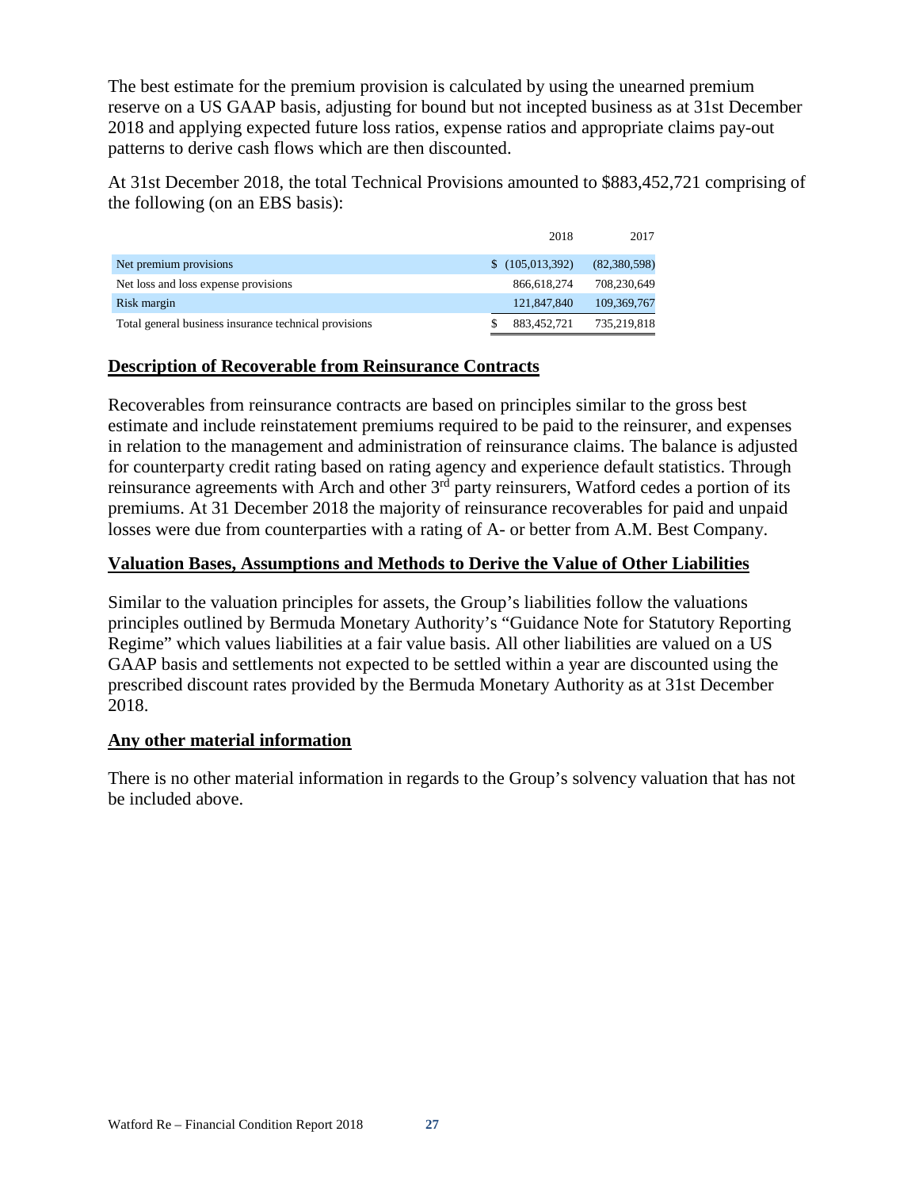The best estimate for the premium provision is calculated by using the unearned premium reserve on a US GAAP basis, adjusting for bound but not incepted business as at 31st December 2018 and applying expected future loss ratios, expense ratios and appropriate claims pay-out patterns to derive cash flows which are then discounted.

At 31st December 2018, the total Technical Provisions amounted to $883,452,721 comprising of the following (on an EBS basis):

| | 2018 | 2017 |
|---|---|---|
| Net premium provisions | $ (105,013,392) | (82,380,598) |
| Net loss and loss expense provisions | 866,618,274 | 708,230,649 |
| Risk margin | 121,847,840 | 109,369,767 |
| Total general business insurance technical provisions | $ 883,452,721 | 735,219,818 |

## Description of Recoverable from Reinsurance Contracts

Recoverables from reinsurance contracts are based on principles similar to the gross best estimate and include reinstatement premiums required to be paid to the reinsurer, and expenses in relation to the management and administration of reinsurance claims. The balance is adjusted for counterparty credit rating based on rating agency and experience default statistics. Through reinsurance agreements with Arch and other 3rd party reinsurers, Watford cedes a portion of its premiums. At 31 December 2018 the majority of reinsurance recoverables for paid and unpaid losses were due from counterparties with a rating of A- or better from A.M. Best Company.

## Valuation Bases, Assumptions and Methods to Derive the Value of Other Liabilities

Similar to the valuation principles for assets, the Group's liabilities follow the valuations principles outlined by Bermuda Monetary Authority's "Guidance Note for Statutory Reporting Regime" which values liabilities at a fair value basis. All other liabilities are valued on a US GAAP basis and settlements not expected to be settled within a year are discounted using the prescribed discount rates provided by the Bermuda Monetary Authority as at 31st December 2018.

## Any other material information

There is no other material information in regards to the Group's solvency valuation that has not be included above.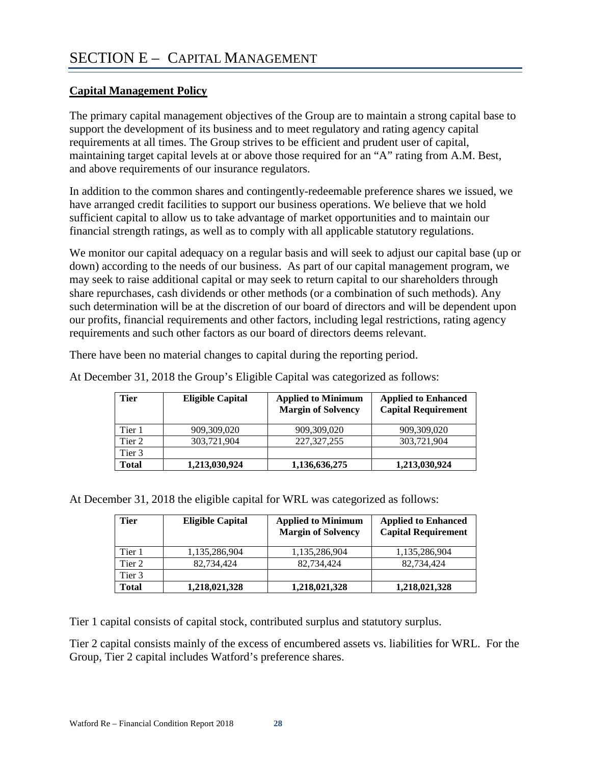# SECTION E – CAPITAL MANAGEMENT

## Capital Management Policy

The primary capital management objectives of the Group are to maintain a strong capital base to support the development of its business and to meet regulatory and rating agency capital requirements at all times. The Group strives to be efficient and prudent user of capital, maintaining target capital levels at or above those required for an "A" rating from A.M. Best, and above requirements of our insurance regulators.

In addition to the common shares and contingently-redeemable preference shares we issued, we have arranged credit facilities to support our business operations. We believe that we hold sufficient capital to allow us to take advantage of market opportunities and to maintain our financial strength ratings, as well as to comply with all applicable statutory regulations.

We monitor our capital adequacy on a regular basis and will seek to adjust our capital base (up or down) according to the needs of our business. As part of our capital management program, we may seek to raise additional capital or may seek to return capital to our shareholders through share repurchases, cash dividends or other methods (or a combination of such methods). Any such determination will be at the discretion of our board of directors and will be dependent upon our profits, financial requirements and other factors, including legal restrictions, rating agency requirements and such other factors as our board of directors deems relevant.

There have been no material changes to capital during the reporting period.

At December 31, 2018 the Group's Eligible Capital was categorized as follows:

| Tier | Eligible Capital | Applied to Minimum Margin of Solvency | Applied to Enhanced Capital Requirement |
|---|---|---|---|
| Tier 1 | 909,309,020 | 909,309,020 | 909,309,020 |
| Tier 2 | 303,721,904 | 227,327,255 | 303,721,904 |
| Tier 3 | | | |
| **Total** | **1,213,030,924** | **1,136,636,275** | **1,213,030,924** |

At December 31, 2018 the eligible capital for WRL was categorized as follows:

| Tier | Eligible Capital | Applied to Minimum Margin of Solvency | Applied to Enhanced Capital Requirement |
|---|---|---|---|
| Tier 1 | 1,135,286,904 | 1,135,286,904 | 1,135,286,904 |
| Tier 2 | 82,734,424 | 82,734,424 | 82,734,424 |
| Tier 3 | | | |
| **Total** | **1,218,021,328** | **1,218,021,328** | **1,218,021,328** |

Tier 1 capital consists of capital stock, contributed surplus and statutory surplus.

Tier 2 capital consists mainly of the excess of encumbered assets vs. liabilities for WRL. For the Group, Tier 2 capital includes Watford's preference shares.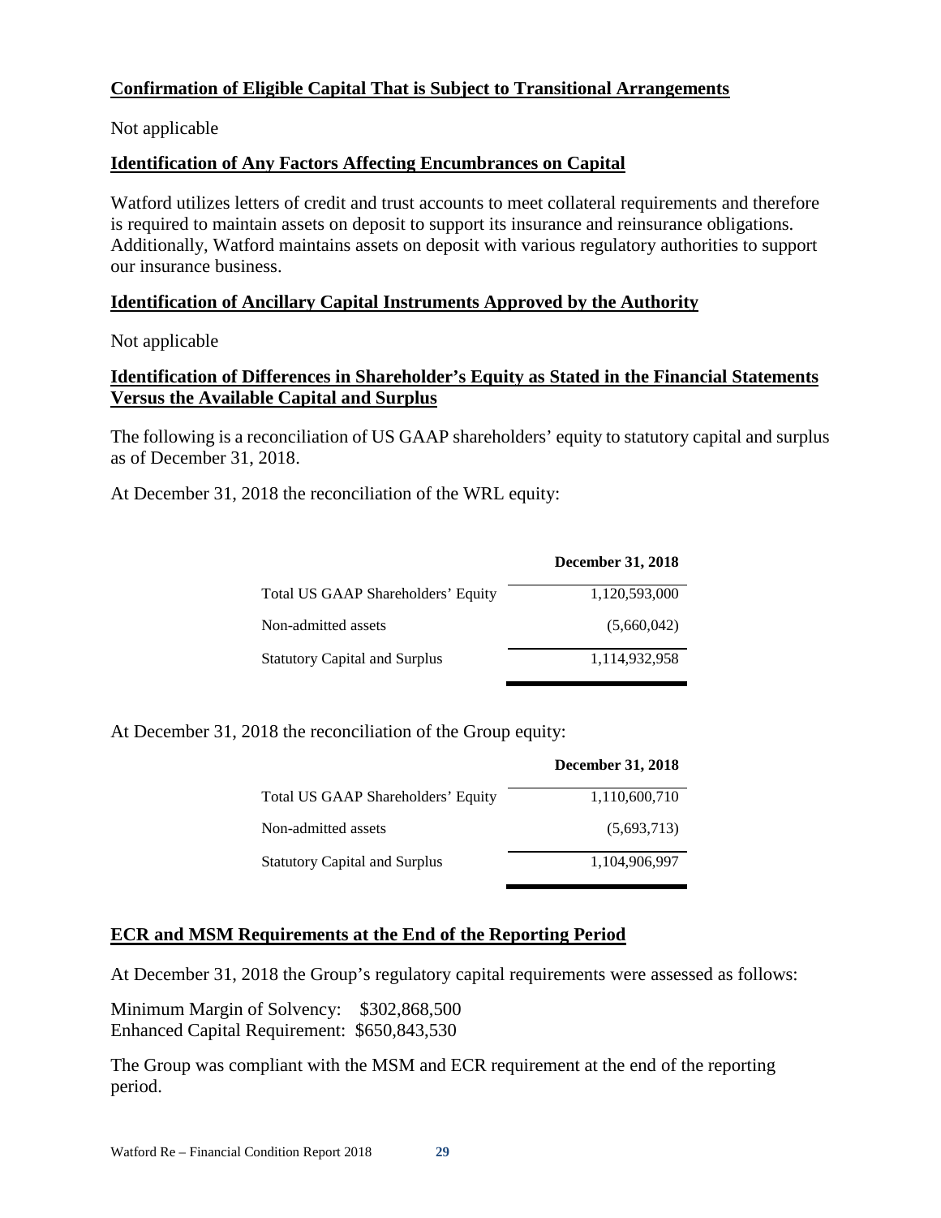## Confirmation of Eligible Capital That is Subject to Transitional Arrangements

Not applicable

## Identification of Any Factors Affecting Encumbrances on Capital

Watford utilizes letters of credit and trust accounts to meet collateral requirements and therefore is required to maintain assets on deposit to support its insurance and reinsurance obligations. Additionally, Watford maintains assets on deposit with various regulatory authorities to support our insurance business.

## Identification of Ancillary Capital Instruments Approved by the Authority

Not applicable

## Identification of Differences in Shareholder's Equity as Stated in the Financial Statements Versus the Available Capital and Surplus

The following is a reconciliation of US GAAP shareholders' equity to statutory capital and surplus as of December 31, 2018.

At December 31, 2018 the reconciliation of the WRL equity:

| | December 31, 2018 |
|---|---|
| Total US GAAP Shareholders' Equity | 1,120,593,000 |
| Non-admitted assets | (5,660,042) |
| Statutory Capital and Surplus | 1,114,932,958 |

At December 31, 2018 the reconciliation of the Group equity:

| | December 31, 2018 |
|---|---|
| Total US GAAP Shareholders' Equity | 1,110,600,710 |
| Non-admitted assets | (5,693,713) |
| Statutory Capital and Surplus | 1,104,906,997 |

## ECR and MSM Requirements at the End of the Reporting Period

At December 31, 2018 the Group's regulatory capital requirements were assessed as follows:

Minimum Margin of Solvency: $302,868,500
Enhanced Capital Requirement: $650,843,530

The Group was compliant with the MSM and ECR requirement at the end of the reporting period.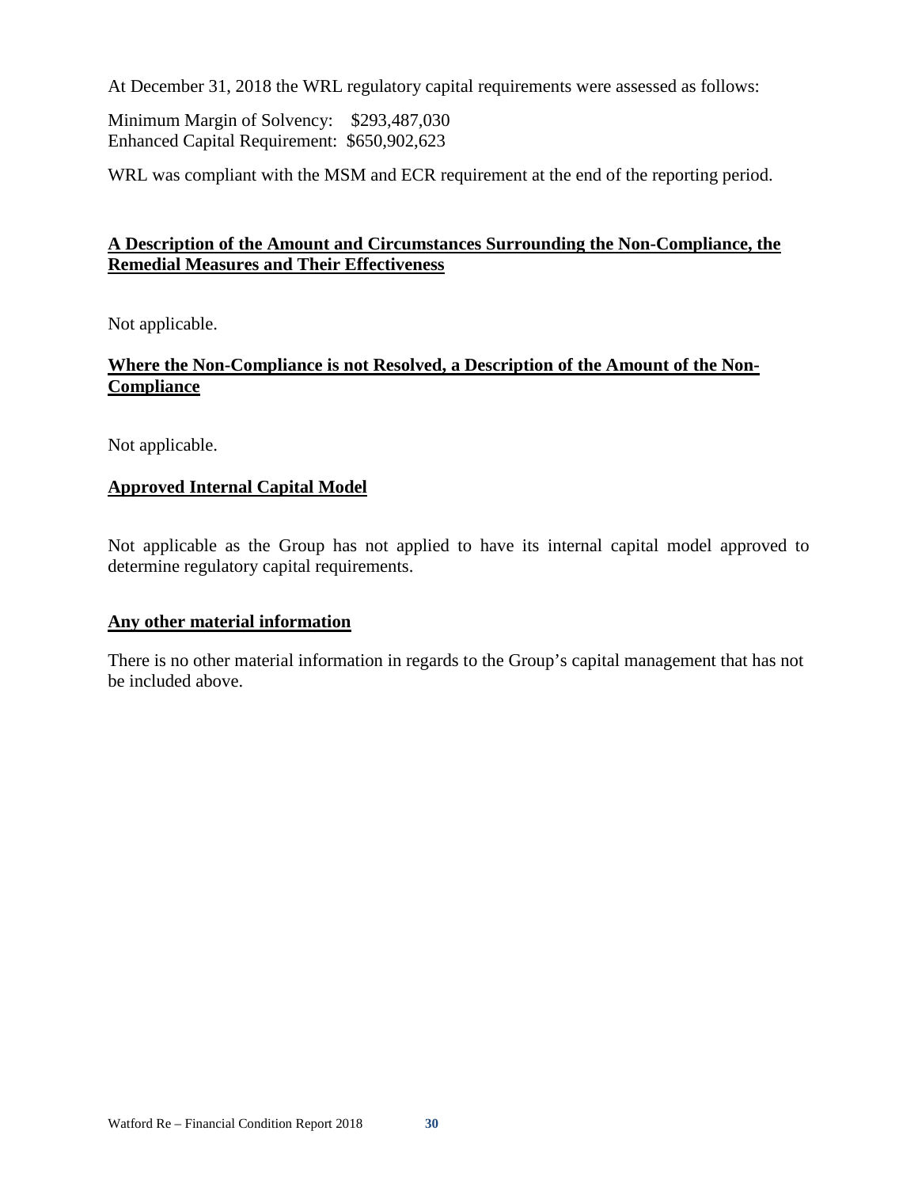At December 31, 2018 the WRL regulatory capital requirements were assessed as follows:

Minimum Margin of Solvency: $293,487,030
Enhanced Capital Requirement: $650,902,623

WRL was compliant with the MSM and ECR requirement at the end of the reporting period.

**A Description of the Amount and Circumstances Surrounding the Non-Compliance, the Remedial Measures and Their Effectiveness**

Not applicable.

**Where the Non-Compliance is not Resolved, a Description of the Amount of the Non-Compliance**

Not applicable.

**Approved Internal Capital Model**

Not applicable as the Group has not applied to have its internal capital model approved to determine regulatory capital requirements.

**Any other material information**

There is no other material information in regards to the Group's capital management that has not be included above.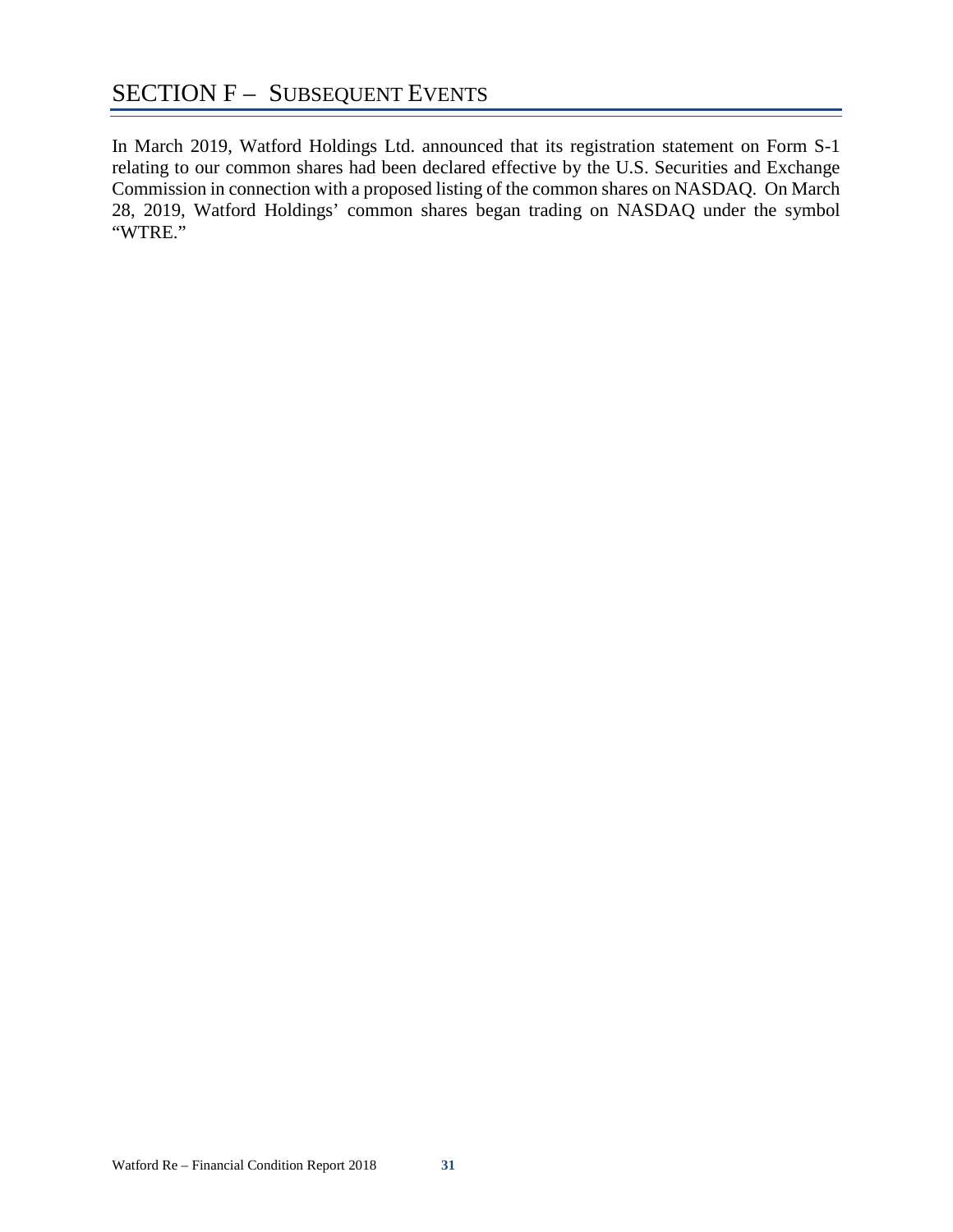# SECTION F – SUBSEQUENT EVENTS

In March 2019, Watford Holdings Ltd. announced that its registration statement on Form S-1 relating to our common shares had been declared effective by the U.S. Securities and Exchange Commission in connection with a proposed listing of the common shares on NASDAQ. On March 28, 2019, Watford Holdings' common shares began trading on NASDAQ under the symbol "WTRE."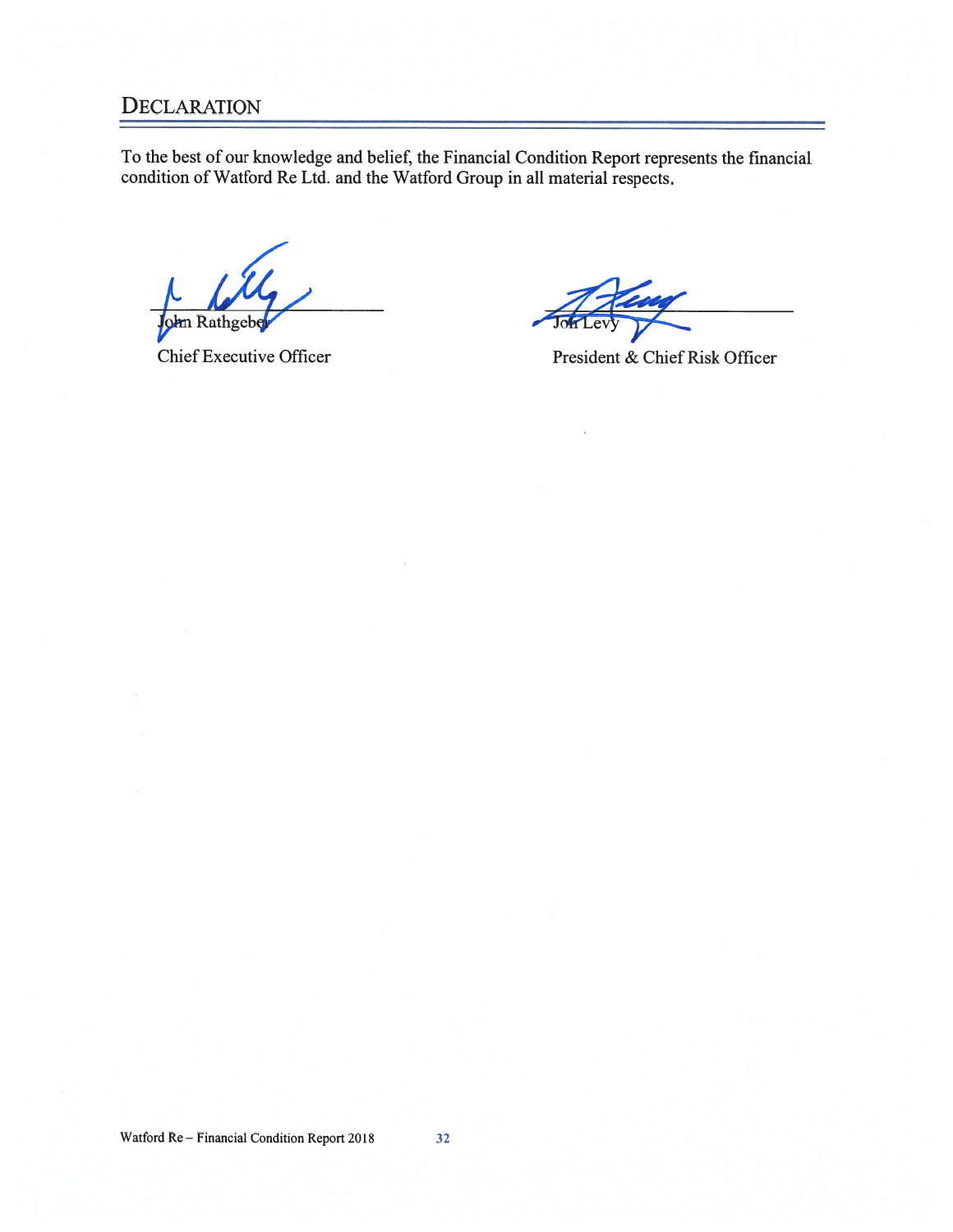## Declaration

To the best of our knowledge and belief, the Financial Condition Report represents the financial condition of Watford Re Ltd. and the Watford Group in all material respects.

John Rathgeber
Chief Executive Officer

Jon Levy
President & Chief Risk Officer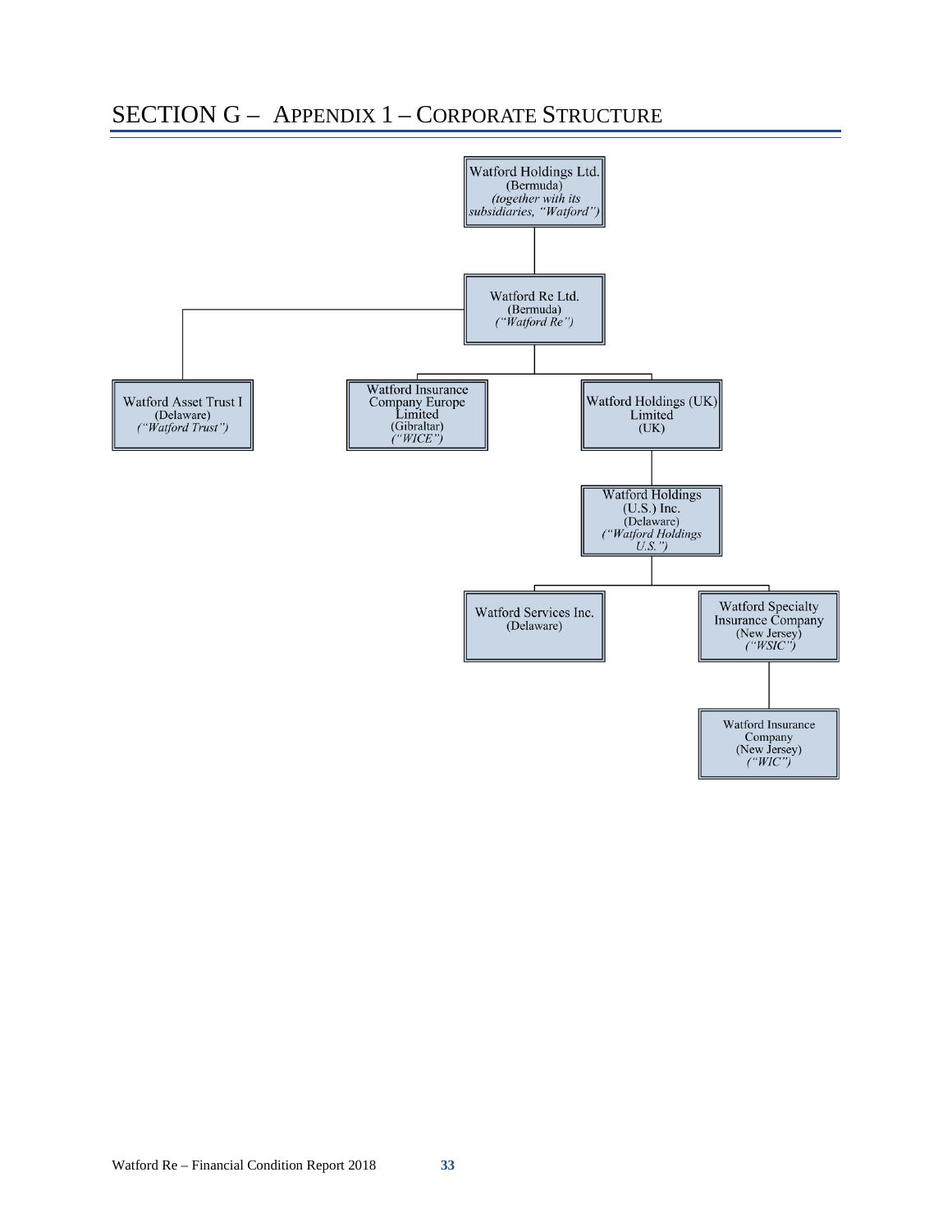# SECTION G – APPENDIX 1 – CORPORATE STRUCTURE

Watford Holdings Ltd.
(Bermuda)
*(together with its subsidiaries, "Watford")*

Watford Re Ltd.
(Bermuda)
*("Watford Re")*

Watford Asset Trust I
(Delaware)
*("Watford Trust")*

Watford Insurance Company Europe Limited
(Gibraltar)
*("WICE")*

Watford Holdings (UK) Limited
(UK)

Watford Holdings (U.S.) Inc.
(Delaware)
*("Watford Holdings U.S.")*

Watford Services Inc.
(Delaware)

Watford Specialty Insurance Company
(New Jersey)
*("WSIC")*

Watford Insurance Company
(New Jersey)
*("WIC")*